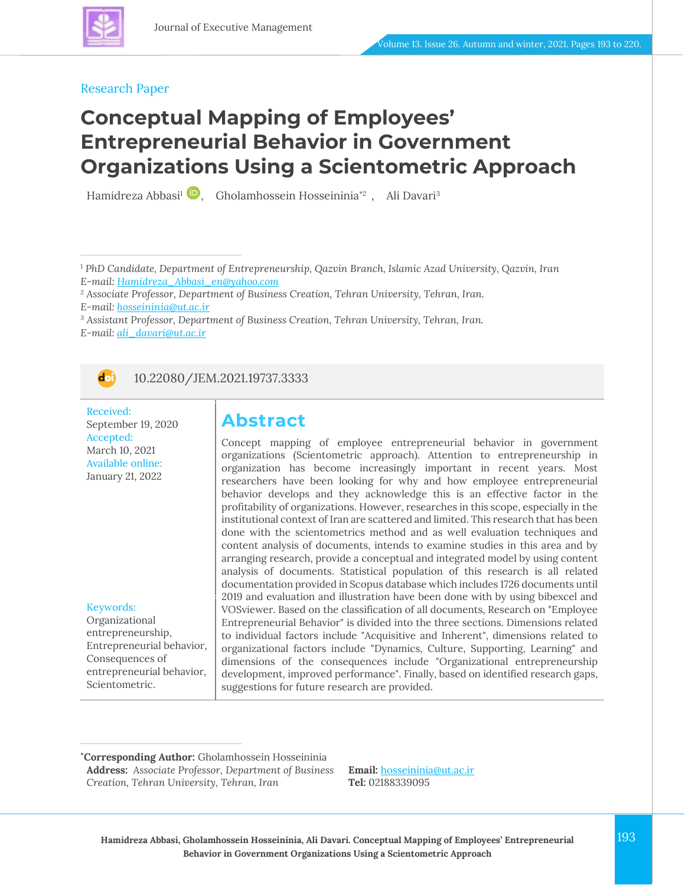Research Paper

# Conceptual Mapping of Employees' Entrepreneurial Behavior in Government Organizations Using a Scientometric Approach

Hamidreza Abbasi[1], Gholamhossein Hosseininia[*2], Ali Davari[3]

[1] PhD Candidate, Department of Entrepreneurship, Qazvin Branch, Islamic Azad University, Qazvin, Iran
E-mail: Hamidreza_Abbasi_en@yahoo.com
[2] Associate Professor, Department of Business Creation, Tehran University, Tehran, Iran.
E-mail: hosseininia@ut.ac.ir
[3] Assistant Professor, Department of Business Creation, Tehran University, Tehran, Iran.
E-mail: ali_davari@ut.ac.ir

10.22080/JEM.2021.19737.3333

Received:
September 19, 2020
Accepted:
March 10, 2021
Available online:
January 21, 2022

Keywords:
Organizational entrepreneurship, Entrepreneurial behavior, Consequences of entrepreneurial behavior, Scientometric.

## Abstract

Concept mapping of employee entrepreneurial behavior in government organizations (Scientometric approach). Attention to entrepreneurship in organization has become increasingly important in recent years. Most researchers have been looking for why and how employee entrepreneurial behavior develops and they acknowledge this is an effective factor in the profitability of organizations. However, researches in this scope, especially in the institutional context of Iran are scattered and limited. This research that has been done with the scientometrics method and as well evaluation techniques and content analysis of documents, intends to examine studies in this area and by arranging research, provide a conceptual and integrated model by using content analysis of documents. Statistical population of this research is all related documentation provided in Scopus database which includes 1726 documents until 2019 and evaluation and illustration have been done with by using bibexcel and VOSviewer. Based on the classification of all documents, Research on "Employee Entrepreneurial Behavior" is divided into the three sections. Dimensions related to individual factors include "Acquisitive and Inherent", dimensions related to organizational factors include "Dynamics, Culture, Supporting, Learning" and dimensions of the consequences include "Organizational entrepreneurship development, improved performance". Finally, based on identified research gaps, suggestions for future research are provided.

*Corresponding Author: Gholamhossein Hosseininia
Address: *Associate Professor, Department of Business Creation, Tehran University, Tehran, Iran*
Email: hosseininia@ut.ac.ir
Tel: 02188339095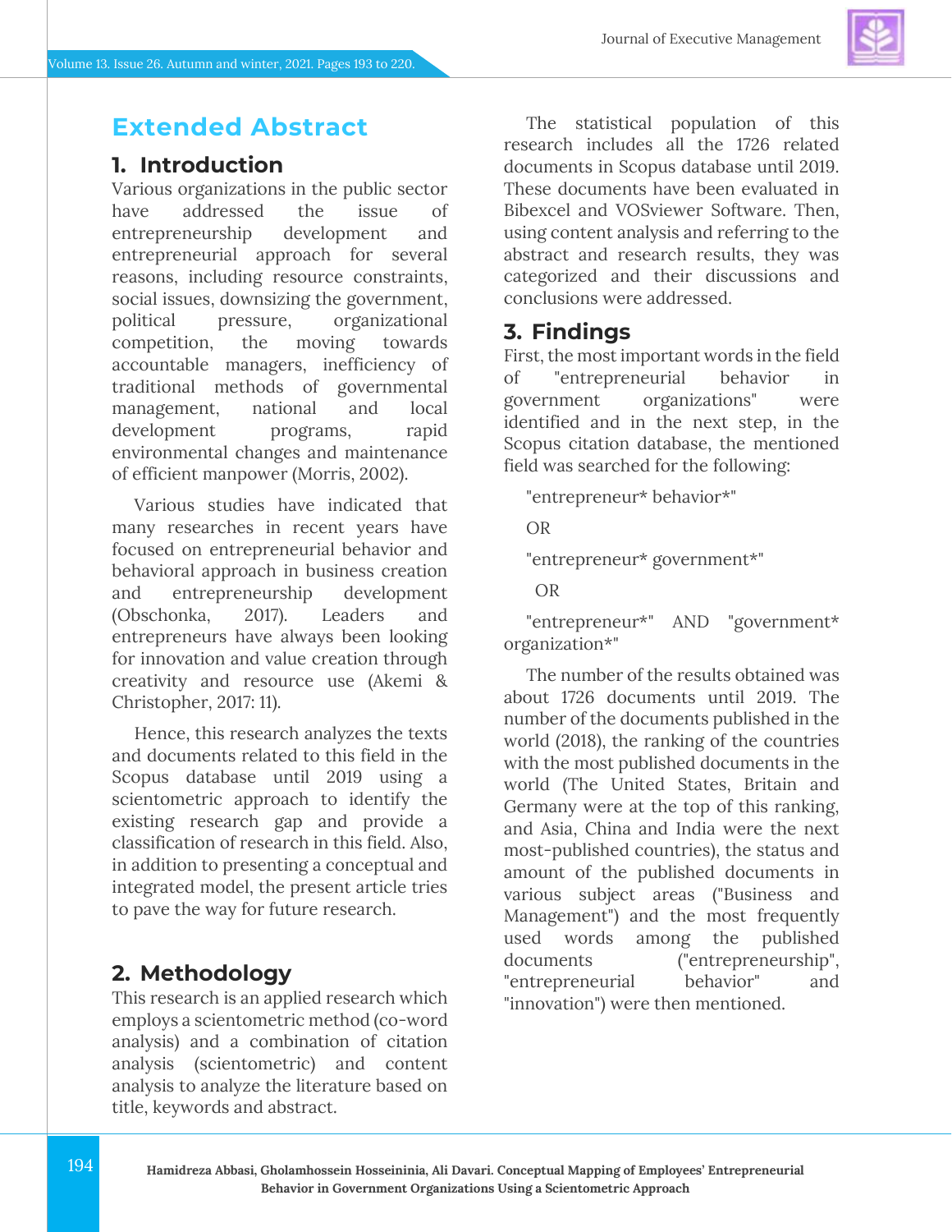# Extended Abstract

## 1. Introduction

Various organizations in the public sector have addressed the issue of entrepreneurship development and entrepreneurial approach for several reasons, including resource constraints, social issues, downsizing the government, political pressure, organizational competition, the moving towards accountable managers, inefficiency of traditional methods of governmental management, national and local development programs, rapid environmental changes and maintenance of efficient manpower (Morris, 2002).

Various studies have indicated that many researches in recent years have focused on entrepreneurial behavior and behavioral approach in business creation and entrepreneurship development (Obschonka, 2017). Leaders and entrepreneurs have always been looking for innovation and value creation through creativity and resource use (Akemi & Christopher, 2017: 11).

Hence, this research analyzes the texts and documents related to this field in the Scopus database until 2019 using a scientometric approach to identify the existing research gap and provide a classification of research in this field. Also, in addition to presenting a conceptual and integrated model, the present article tries to pave the way for future research.

## 2. Methodology

This research is an applied research which employs a scientometric method (co-word analysis) and a combination of citation analysis (scientometric) and content analysis to analyze the literature based on title, keywords and abstract.

The statistical population of this research includes all the 1726 related documents in Scopus database until 2019. These documents have been evaluated in Bibexcel and VOSviewer Software. Then, using content analysis and referring to the abstract and research results, they was categorized and their discussions and conclusions were addressed.

## 3. Findings

First, the most important words in the field of "entrepreneurial behavior in government organizations" were identified and in the next step, in the Scopus citation database, the mentioned field was searched for the following:

"entrepreneur* behavior*"

OR

"entrepreneur* government*"

OR

"entrepreneur*" AND "government* organization*"

The number of the results obtained was about 1726 documents until 2019. The number of the documents published in the world (2018), the ranking of the countries with the most published documents in the world (The United States, Britain and Germany were at the top of this ranking, and Asia, China and India were the next most-published countries), the status and amount of the published documents in various subject areas ("Business and Management") and the most frequently used words among the published documents ("entrepreneurship", "entrepreneurial behavior" and "innovation") were then mentioned.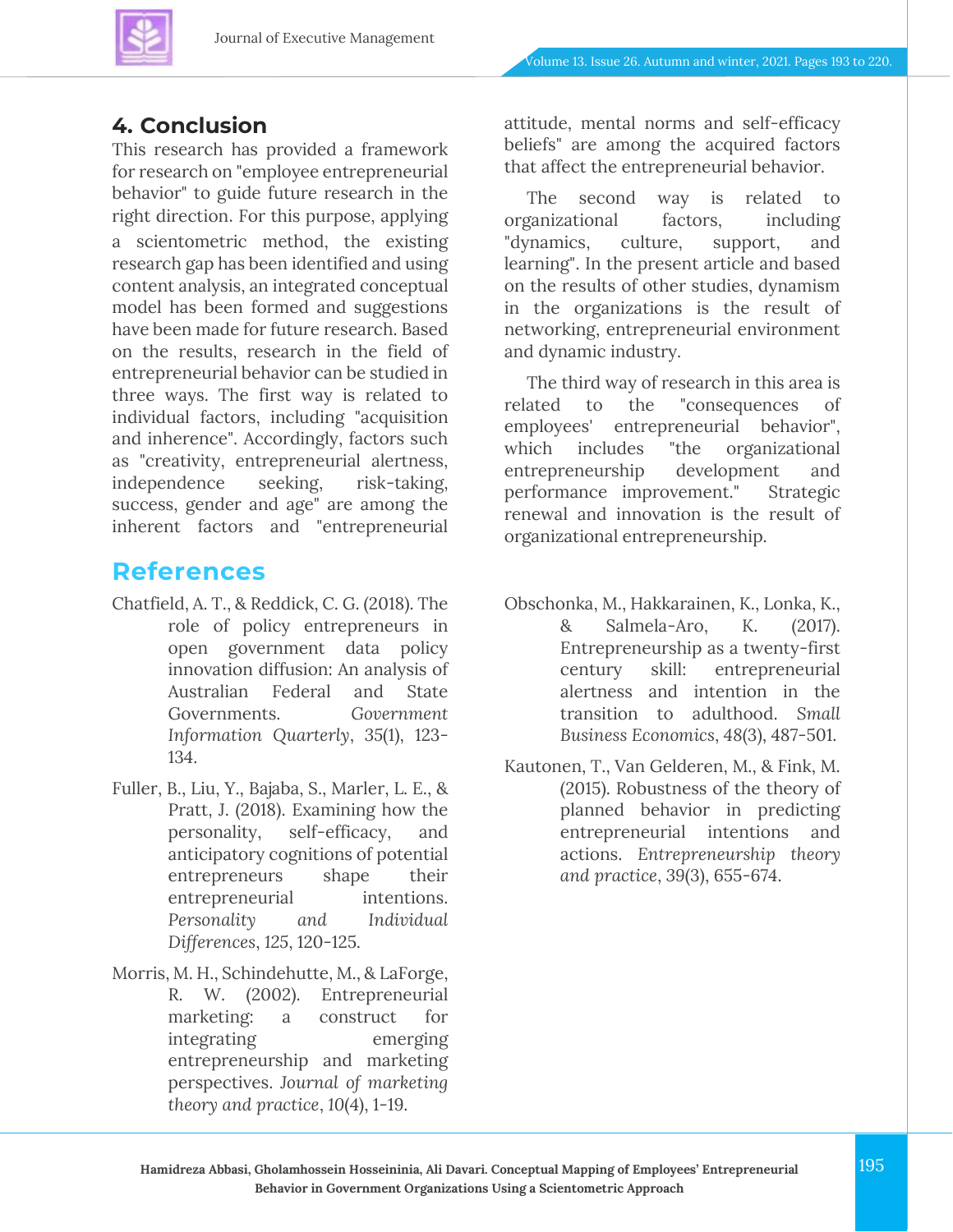## 4. Conclusion

This research has provided a framework for research on "employee entrepreneurial behavior" to guide future research in the right direction. For this purpose, applying a scientometric method, the existing research gap has been identified and using content analysis, an integrated conceptual model has been formed and suggestions have been made for future research. Based on the results, research in the field of entrepreneurial behavior can be studied in three ways. The first way is related to individual factors, including "acquisition and inherence". Accordingly, factors such as "creativity, entrepreneurial alertness, independence seeking, risk-taking, success, gender and age" are among the inherent factors and "entrepreneurial attitude, mental norms and self-efficacy beliefs" are among the acquired factors that affect the entrepreneurial behavior.

The second way is related to organizational factors, including "dynamics, culture, support, and learning". In the present article and based on the results of other studies, dynamism in the organizations is the result of networking, entrepreneurial environment and dynamic industry.

The third way of research in this area is related to the "consequences of employees' entrepreneurial behavior", which includes "the organizational entrepreneurship development and performance improvement." Strategic renewal and innovation is the result of organizational entrepreneurship.

## References

Chatfield, A. T., & Reddick, C. G. (2018). The role of policy entrepreneurs in open government data policy innovation diffusion: An analysis of Australian Federal and State Governments. *Government Information Quarterly*, 35(1), 123-134.

Fuller, B., Liu, Y., Bajaba, S., Marler, L. E., & Pratt, J. (2018). Examining how the personality, self-efficacy, and anticipatory cognitions of potential entrepreneurs shape their entrepreneurial intentions. *Personality and Individual Differences*, 125, 120-125.

Morris, M. H., Schindehutte, M., & LaForge, R. W. (2002). Entrepreneurial marketing: a construct for integrating emerging entrepreneurship and marketing perspectives. *Journal of marketing theory and practice*, 10(4), 1-19.

Obschonka, M., Hakkarainen, K., Lonka, K., & Salmela-Aro, K. (2017). Entrepreneurship as a twenty-first century skill: entrepreneurial alertness and intention in the transition to adulthood. *Small Business Economics*, 48(3), 487-501.

Kautonen, T., Van Gelderen, M., & Fink, M. (2015). Robustness of the theory of planned behavior in predicting entrepreneurial intentions and actions. *Entrepreneurship theory and practice*, 39(3), 655-674.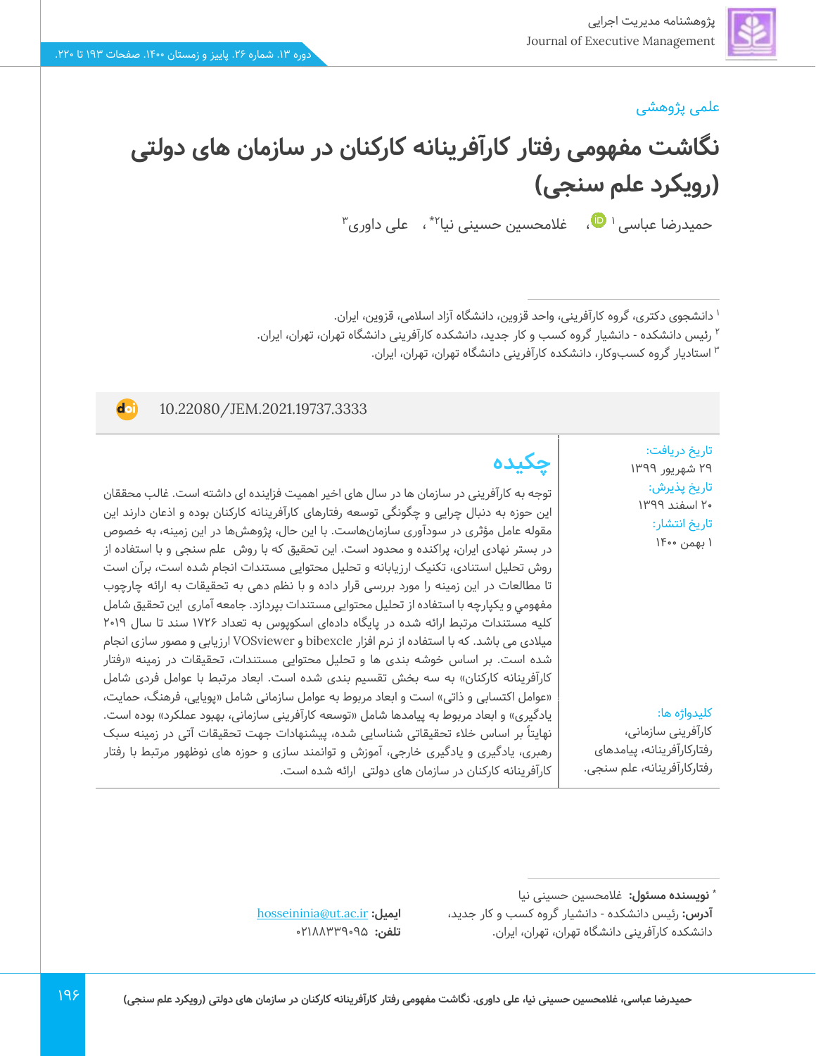علمی پژوهشی

# نگاشت مفهومی رفتار کارآفرینانه کارکنان در سازمان های دولتی (رویکرد علم سنجی)

حمیدرضا عباسی [۱]، غلامحسین حسینی نیا [۲*]، علی داوری [۳]

[۱] دانشجوی دکتری، گروه کارآفرینی، واحد قزوین، دانشگاه آزاد اسلامی، قزوین، ایران.
[۲] رئیس دانشکده - دانشیار گروه کسب و کار جدید، دانشکده کارآفرینی دانشگاه تهران، تهران، ایران.
[۳] استادیار گروه کسب‌وکار، دانشکده کارآفرینی دانشگاه تهران، تهران، ایران.

10.22080/JEM.2021.19737.3333

تاریخ دریافت:
۲۹ شهریور ۱۳۹۹
تاریخ پذیرش:
۲۰ اسفند ۱۳۹۹
تاریخ انتشار:
۱ بهمن ۱۴۰۰

## چکیده

توجه به کارآفرینی در سازمان ها در سال های اخیر اهمیت فزاینده ای داشته است. غالب محققان این حوزه به دنبال چرایی و چگونگی توسعه رفتارهای کارآفرینانه کارکنان بوده و اذعان دارند این مقوله عامل مؤثری در سودآوری سازمان‌هاست. با این حال، پژوهش‌ها در این زمینه، به خصوص در بستر نهادی ایران، پراکنده و محدود است. این تحقیق که با روش علم سنجی و با استفاده از روش تحلیل استنادی، تکنیک ارزیابانه و تحلیل محتوایی مستندات انجام شده است، برآن است تا مطالعات در این زمینه را مورد بررسی قرار داده و با نظم دهی به تحقیقات به ارائه چارچوب مفهومي و یکپارچه با استفاده از تحلیل محتوایی مستندات بپردازد. جامعه آماری این تحقیق شامل کلیه مستندات مرتبط ارائه شده در پایگاه داده‌ای اسکوپوس به تعداد ۱۷۲۶ سند تا سال ۲۰۱۹ میلادی می باشد. که با استفاده از نرم افزار bibexcle و VOSviewer ارزیابی و مصور سازی انجام شده است. بر اساس خوشه بندی ها و تحلیل محتوایی مستندات، تحقیقات در زمینه «رفتار کارآفرینانه کارکنان» به سه بخش تقسیم بندی شده است. ابعاد مرتبط با عوامل فردی شامل «عوامل اکتسابی و ذاتی» است و ابعاد مربوط به عوامل سازمانی شامل «پویایی، فرهنگ، حمایت، یادگیری» و ابعاد مربوط به پیامدها شامل «توسعه کارآفرینی سازمانی، بهبود عملکرد» بوده است. نهایتاً بر اساس خلاء تحقیقاتی شناسایی شده، پیشنهادات جهت تحقیقات آتی در زمینه سبک رهبری، یادگیری و یادگیری خارجی، آموزش و توانمند سازی و حوزه های نوظهور مرتبط با رفتار کارآفرینانه کارکنان در سازمان های دولتی ارائه شده است.

**کلیدواژه ها:**
کارآفرینی سازمانی، رفتارکارآفرینانه، پیامدهای رفتارکارآفرینانه، علم سنجی.

* **نویسنده مسئول:** غلامحسین حسینی نیا
**آدرس:** رئیس دانشکده - دانشیار گروه کسب و کار جدید، دانشکده کارآفرینی دانشگاه تهران، تهران، ایران.
**ایمیل:** hosseininia@ut.ac.ir
**تلفن:** ۰۲۱۸۸۳۳۹۰۹۵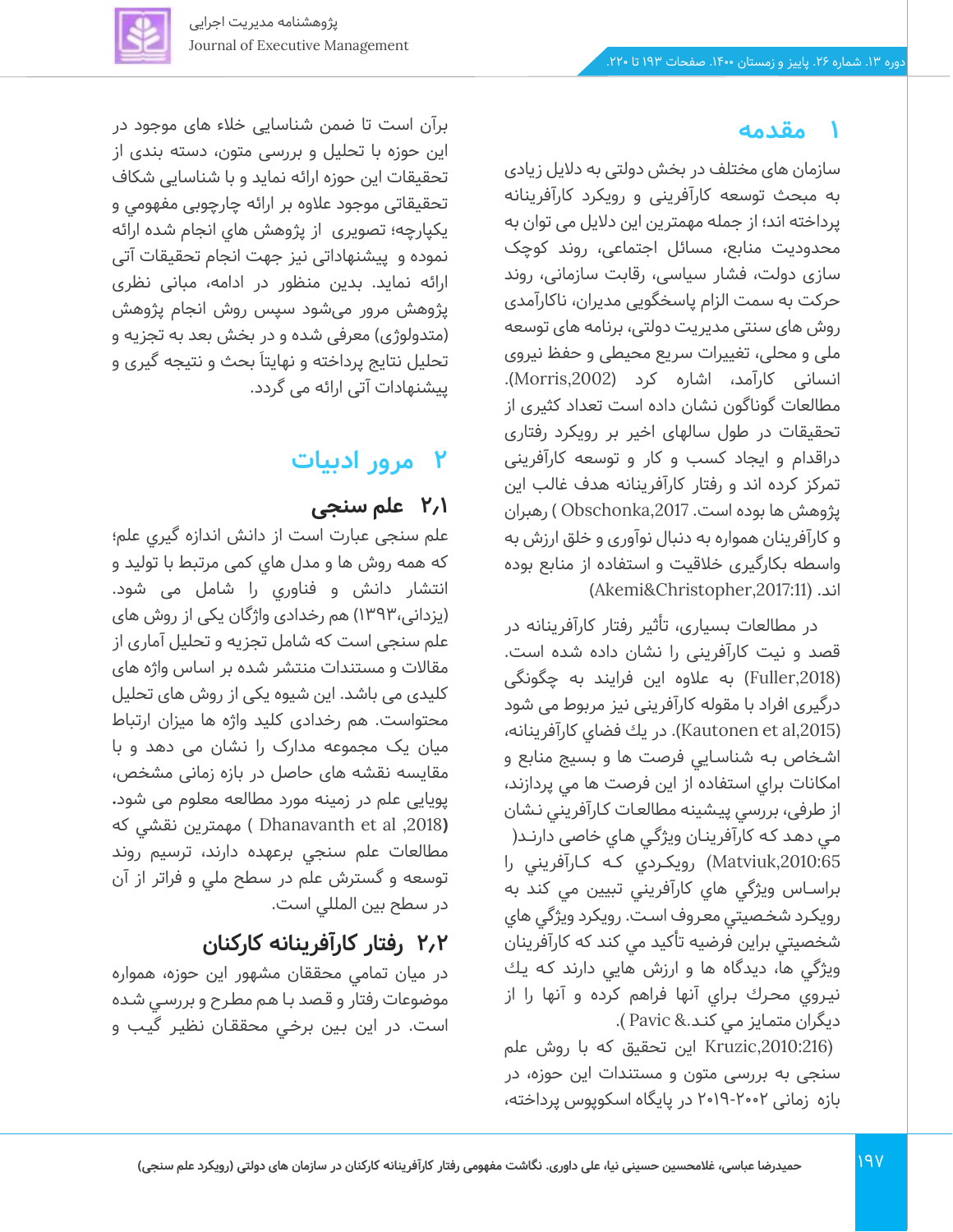## ۱ مقدمه

سازمان های مختلف در بخش دولتی به دلایل زیادی به مبحث توسعه کارآفرینی و رویکرد کارآفرینانه پرداخته اند؛ از جمله مهمترین این دلایل می توان به محدودیت منابع، مسائل اجتماعی، روند کوچک سازی دولت، فشار سیاسی، رقابت سازمانی، روند حرکت به سمت الزام پاسخگویی مدیران، ناکارآمدی روش های سنتی مدیریت دولتی، برنامه های توسعه ملی و محلی، تغییرات سریع محیطی و حفظ نیروی انسانی کارآمد، اشاره کرد (Morris,2002). مطالعات گوناگون نشان داده است تعداد کثیری از تحقیقات در طول سالهای اخیر بر رویکرد رفتاری دراقدام و ایجاد کسب و کار و توسعه کارآفرینی تمرکز کرده اند و رفتار کارآفرینانه هدف غالب این پژوهش ها بوده است. Obschonka,2017 ) رهبران و کارآفرینان همواره به دنبال نوآوری و خلق ارزش به واسطه بکارگیری خلاقیت و استفاده از منابع بوده اند (Akemi&Christopher,2017:11).

در مطالعات بسیاری، تأثیر رفتار کارآفرینانه در قصد و نیت کارآفرینی را نشان داده شده است. (Fuller,2018) به علاوه این فرایند به چگونگی درگیری افراد با مقوله کارآفرینی نیز مربوط می شود (Kautonen et al,2015). در يك فضاي كارآفرينانه، اشخاص به شناسايي فرصت ها و بسيج منابع و امكانات براي استفاده از اين فرصت ها مي پردازند، از طرفی، بررسي پيشينه مطالعات كارآفريني نشان مي دهد كه كارآفرينان ويژگي هاي خاصي دارنـد( Matviuk,2010:65) رويكـردي كـه كـارآفريني را براسـاس ويژگي هاي كارآفريني تبيين مي كند به رويكرد شخصيتي معروف است. رويكرد ويژگي هاي شخصيتي براين فرضيه تأكيد مي كند كه كارآفرينان ويژگي ها، ديدگاه ها و ارزش هايي دارند كه يك نيروي محرك براي آنها فراهم كرده و آنها را از ديگران متمايز مي كنـد.Pavic & ) Kruzic,2010:216) این تحقیق که با روش علم سنجی به بررسی متون و مستندات این حوزه، در بازه زمانی ۲۰۰۲-۲۰۱۹ در پایگاه اسکوپوس پرداخته، برآن است تا ضمن شناسایی خلاء های موجود در این حوزه با تحلیل و بررسی متون، دسته بندی از تحقیقات این حوزه ارائه نماید و با شناسایی شکاف تحقیقاتی موجود علاوه بر ارائه چارچوبی مفهومي و یکپارچه؛ تصویری از پژوهش هاي انجام شده ارائه نموده و پیشنهاداتی نیز جهت انجام تحقیقات آتی ارائه نماید. بدین منظور در ادامه، مبانی نظری پژوهش مرور می‌شود سپس روش انجام پژوهش (متدولوژی) معرفی شده و در بخش بعد به تجزیه و تحلیل نتایج پرداخته و نهایتاً بحث و نتیجه گیری و پیشنهادات آتی ارائه می گردد.

## ۲ مرور ادبیات

### ۲،۱ علم سنجی

علم سنجي عبارت است از دانش اندازه گيري علم؛ كه همه روش ها و مدل هاي كمي مرتبط با توليد و انتشار دانش و فناوري را شامل مي شود. (یزدانی،۱۳۹۳) هم رخدادی واژگان یکی از روش های علم سنجی است که شامل تجزیه و تحلیل آماری از مقالات و مستندات منتشر شده بر اساس واژه های کلیدی می باشد. این شیوه یکی از روش های تحلیل محتواست. هم رخدادی کلید واژه ها میزان ارتباط میان یک مجموعه مدارک را نشان می دهد و با مقایسه نقشه های حاصل در بازه زمانی مشخص، پویایی علم در زمینه مورد مطالعه معلوم می شود. **(**Dhanavanth et al ,2018 ) مهمترین نقشي كه مطالعات علم سنجي برعهده دارند، ترسيم روند توسعه و گسترش علم در سطح ملي و فراتر از آن در سطح بين المللي است.

### ۲،۲ رفتار کارآفرینانه کارکنان

در میان تمامي محققان مشهور این حوزه، همواره موضوعات رفتار و قصد با هم مطرح و بررسي شده است. در این بین برخي محققان نظير گيب و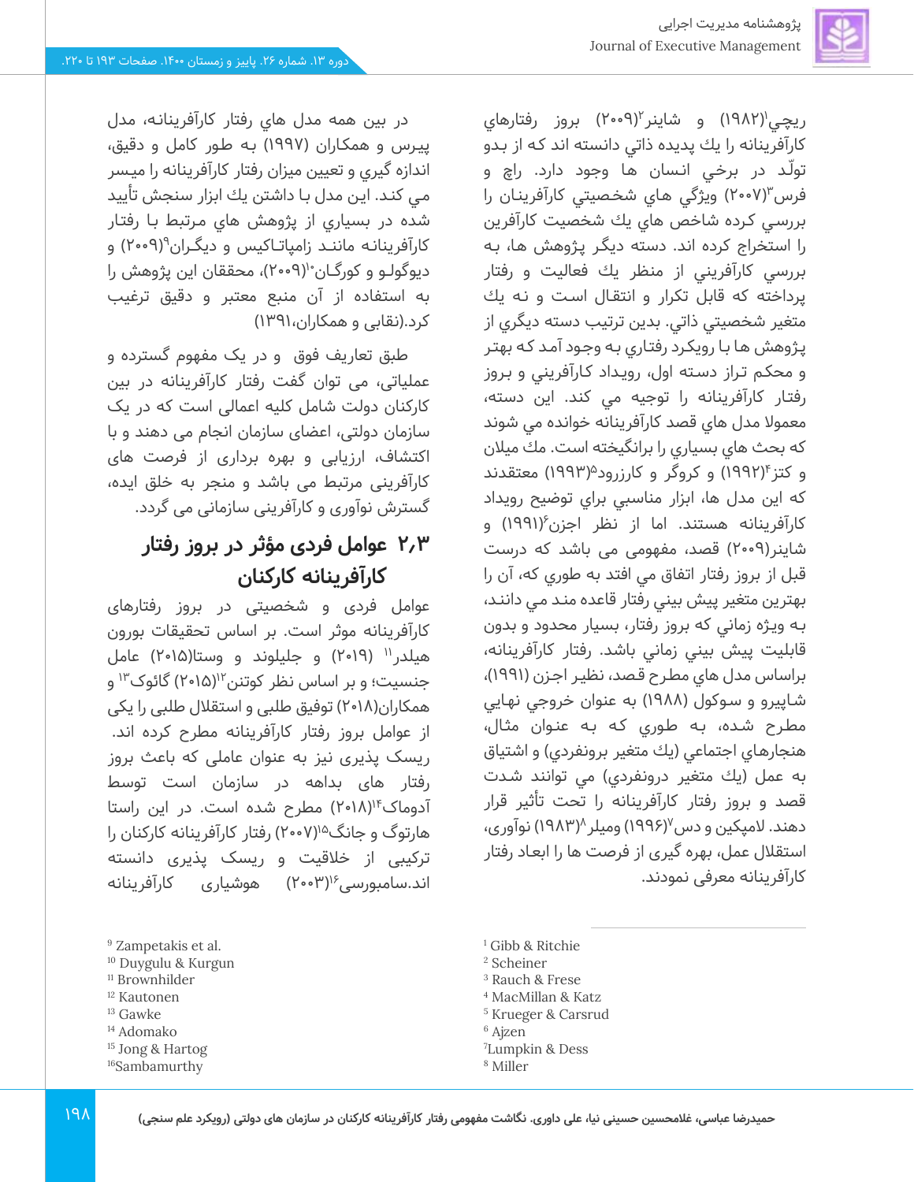ریچي[1](۱۹۸۲) و شاینر[2](۲۰۰۹) بروز رفتارهاي كارآفرينانه را يك پديده ذاتي دانسته اند كه از بدو تولّد در برخي انسان ها وجود دارد. راچ و فرس[3](۲۰۰۷) ويژگي هاي شخصيتي كارآفرينان را بررسي كرده شاخص هاي يك شخصيت كارآفرين را استخراج كرده اند. دسته ديگر پژوهش ها، به بررسي كارآفريني از منظر يك فعاليت و رفتار پرداخته كه قابل تكرار و انتقال است و نه يك متغير شخصيتي ذاتي. بدين ترتيب دسته ديگري از پژوهش ها با رويكرد رفتاري به وجود آمد كه بهتر و محكم تراز دسته اول، رويداد كارآفريني و بروز رفتار كارآفرينانه را توجيه مي كند. اين دسته، معمولا مدل هاي قصد كارآفرينانه خوانده مي شوند كه بحث هاي بسياري را برانگيخته است. مك ميلان و كتز[4](۱۹۹۲) و كروگر و كارزرود[5](۱۹۹۳) معتقدند كه اين مدل ها، ابزار مناسبي براي توضيح رويداد كارآفرينانه هستند. اما از نظر اجزن[6](۱۹۹۱) و شاينر(۲۰۰۹) قصد، مفهومی می باشد كه درست قبل از بروز رفتار اتفاق مي افتد به طوري كه، آن را بهترين متغير پيش بيني رفتار قاعده مند مي دانند، به ويژه زماني كه بروز رفتار، بسيار محدود و بدون قابليت پيش بيني زماني باشد. رفتار كارآفرينانه، براساس مدل هاي مطرح قصد، نظير اجزن (۱۹۹۱)، شاپيرو و سوكول (۱۹۸۸) به عنوان خروجي نهايي مطرح شده، به طوري كه به عنوان مثال، هنجارهاي اجتماعي (يك متغير برونفردي) و اشتياق به عمل (يك متغير درونفردي) مي توانند شدت قصد و بروز رفتار كارآفرينانه را تحت تأثير قرار دهند. لامپکین و دس[7](۱۹۹۶) ومیلر[8](۱۹۸۳) نوآوری، استقلال عمل، بهره گیری از فرصت ها را ابعاد رفتار كارآفرينانه معرفی نمودند.

در بين همه مدل هاي رفتار كارآفرينانه، مدل پيرس و همكاران (۱۹۹۷) به طور كامل و دقيق، اندازه گيري و تعيين ميزان رفتار كارآفرينانه را ميسر مي كند. اين مدل با داشتن يك ابزار سنجش تأييد شده در بسياري از پژوهش هاي مرتبط با رفتار كارآفرينانه مانند زامپاتاكيس و ديگران[9](۲۰۰۹) و ديوگولو و كورگان[10](۲۰۰۹)، محققان اين پژوهش را به استفاده از آن منبع معتبر و دقيق ترغيب كرد.(نقابی و همکاران،۱۳۹۱)

طبق تعاریف فوق و در یک مفهوم گسترده و عملیاتی، می توان گفت رفتار کارآفرینانه در بین کارکنان دولت شامل کلیه اعمالی است که در یک سازمان دولتی، اعضای سازمان انجام می دهند و با اکتشاف، ارزیابی و بهره برداری از فرصت های کارآفرینی مرتبط می باشد و منجر به خلق ایده، گسترش نوآوری و کارآفرینی سازمانی می گردد.

## ۲٫۳ عوامل فردی مؤثر در بروز رفتار کارآفرینانه کارکنان

عوامل فردی و شخصیتی در بروز رفتارهای کارآفرینانه موثر است. بر اساس تحقیقات بورون هیلدر[11] (۲۰۱۹) و جلیلوند و وستا(۲۰۱۵) عامل جنسیت؛ و بر اساس نظر کوتنن[12](۲۰۱۵) گائوک[13] و همکاران(۲۰۱۸) توفیق طلبی و استقلال طلبی را یکی از عوامل بروز رفتار کارآفرینانه مطرح کرده اند. ریسک پذیری نیز به عنوان عاملی که باعث بروز رفتار های بداهه در سازمان است توسط آدوماک[14](۲۰۱۸) مطرح شده است. در این راستا هارتوگ و جانگ[15](۲۰۰۷) رفتار کارآفرینانه کارکنان را ترکیبی از خلاقیت و ریسک پذیری دانسته اند.سامبورسی[16](۲۰۰۳) هوشیاری کارآفرینانه

---

[1] Gibb & Ritchie
[2] Scheiner
[3] Rauch & Frese
[4] MacMillan & Katz
[5] Krueger & Carsrud
[6] Ajzen
[7] Lumpkin & Dess
[8] Miller
[9] Zampetakis et al.
[10] Duygulu & Kurgun
[11] Brownhilder
[12] Kautonen
[13] Gawke
[14] Adomako
[15] Jong & Hartog
[16] Sambamurthy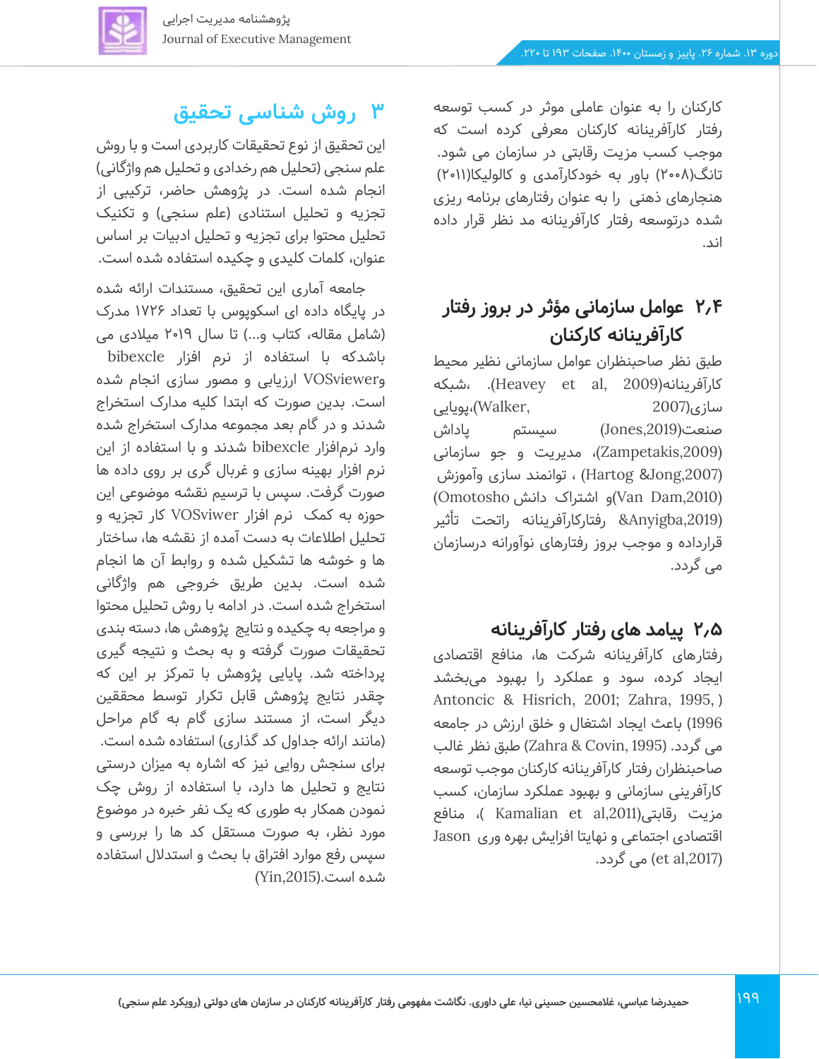کارکنان را به عنوان عاملی موثر در کسب توسعه رفتار کارآفرینانه کارکنان معرفی کرده است که موجب کسب مزیت رقابتی در سازمان می شود. تانگ(۲۰۰۸) باور به خودکارآمدی و کالولیکا(۲۰۱۱) هنجارهای ذهنی را به عنوان رفتارهای برنامه ریزی شده درتوسعه رفتار کارآفرینانه مد نظر قرار داده اند.

## ۲،۴ عوامل سازمانی مؤثر در بروز رفتار کارآفرینانه کارکنان

طبق نظر صاحبنظران عوامل سازمانی نظیر محیط کارآفرینانه(Heavey et al, 2009)، شبکه سازی(Walker, 2007)،پویایی صنعت(Jones,2019) سیستم پاداش (Zampetakis,2009)، مدیریت و جو سازمانی (Hartog &Jong,2007) ، توانمند سازی وآموزش (Van Dam,2010)و اشتراک دانش (Omotosho &Anyigba,2019) رفتارکارآفرینانه راتحت تأثیر قرارداده و موجب بروز رفتارهای نوآورانه درسازمان می گردد.

## ۲،۵ پیامد های رفتار کارآفرینانه

رفتارهای کارآفرینانه شرکت ها، منافع اقتصادی ایجاد کرده، سود و عملکرد را بهبود می‌بخشد (Antoncic & Hisrich, 2001; Zahra, 1995, 1996) باعث ایجاد اشتغال و خلق ارزش در جامعه می گردد. (Zahra & Covin, 1995) طبق نظر غالب صاحبنظران رفتار کارآفرینانه کارکنان موجب توسعه کارآفرینی سازمانی و بهبود عملکرد سازمان، کسب مزیت رقابتی(Kamalian et al,2011 )، منافع اقتصادی اجتماعی و نهایتا افزایش بهره وری Jason (et al,2017) می گردد.

## ۳ روش شناسی تحقیق

این تحقیق از نوع تحقیقات کاربردی است و با روش علم سنجی (تحلیل هم رخدادی و تحلیل هم واژگانی) انجام شده است. در پژوهش حاضر، ترکیبی از تجزیه و تحلیل استنادی (علم سنجی) و تکنیک تحلیل محتوا برای تجزیه و تحلیل ادبیات بر اساس عنوان، کلمات کلیدی و چکیده استفاده شده است.

جامعه آماری این تحقیق، مستندات ارائه شده در پایگاه داده ای اسکوپوس با تعداد ۱۷۲۶ مدرک (شامل مقاله، کتاب و...) تا سال ۲۰۱۹ میلادی می باشدکه با استفاده از نرم افزار bibexcle وVOSviewer ارزیابی و مصور سازی انجام شده است. بدین صورت که ابتدا کلیه مدارک استخراج شدند و در گام بعد مجموعه مدارک استخراج شده وارد نرم‌افزار bibexcle شدند و با استفاده از این نرم افزار بهینه سازی و غربال گری بر روی داده ها صورت گرفت. سپس با ترسیم نقشه موضوعی این حوزه به کمک نرم افزار VOSviwer کار تجزیه و تحلیل اطلاعات به دست آمده از نقشه ها، ساختار ها و خوشه ها تشکیل شده و روابط آن ها انجام شده است. بدین طریق خروجی هم واژگانی استخراج شده است. در ادامه با روش تحلیل محتوا و مراجعه به چکیده و نتایج پژوهش ها، دسته بندی تحقیقات صورت گرفته و به بحث و نتیجه گیری پرداخته شد. پایایی پژوهش با تمرکز بر این که چقدر نتایج پژوهش قابل تکرار توسط محققین دیگر است، از مستند سازی گام به گام مراحل (مانند ارائه جداول کد گذاری) استفاده شده است. برای سنجش روایی نیز که اشاره به میزان درستی نتایج و تحلیل ها دارد، با استفاده از روش چک نمودن همکار به طوری که یک نفر خبره در موضوع مورد نظر، به صورت مستقل کد ها را بررسی و سپس رفع موارد افتراق با بحث و استدلال استفاده شده است.(Yin,2015)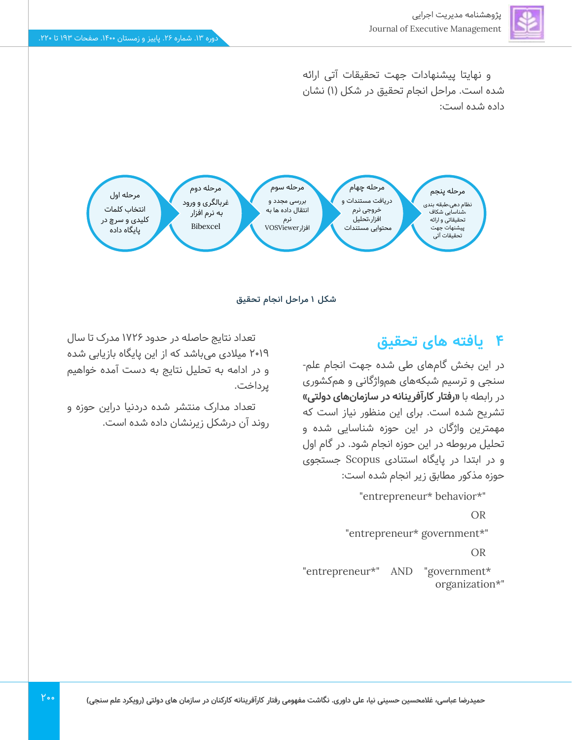و نهایتا پیشنهادات جهت تحقیقات آتی ارائه شده است. مراحل انجام تحقیق در شکل (۱) نشان داده شده است:

| مرحله اول | مرحله دوم | مرحله سوم | مرحله چهارم | مرحله پنجم |
|---|---|---|---|---|
| انتخاب کلمات کلیدی و سرچ در پایگاه داده | غربالگری و ورود به نرم افزار Bibexcel | بررسی مجدد و انتقال داده ها به نرم افزارVOSViewer | دریافت مستندات و خروجی نرم افزار،تحلیل محتوایی مستندات | نظام دهی،طبقه بندی ،شناسایی شکاف تحقیقاتی و ارائه پیشنهات جهت تحقیقات آتی |

**شکل ۱ مراحل انجام تحقیق**

## ۴ یافته های تحقیق

در این بخش گام‌های طی شده جهت انجام علم-سنجی و ترسیم شبکه‌های هم‌واژگانی و هم‌کشوری در رابطه با **«رفتار کارآفرینانه در سازمان‌های دولتی»** تشریح شده است. برای این منظور نیاز است که مهمترین واژگان در این حوزه شناسایی شده و تحلیل مربوطه در این حوزه انجام شود. در گام اول و در ابتدا در پایگاه استنادی Scopus جستجوی حوزه مذکور مطابق زیر انجام شده است:

"entrepreneur* behavior*"

OR

"entrepreneur* government*"

OR

"entrepreneur*" AND "government* organization*"

تعداد نتایج حاصله در حدود ۱۷۲۶ مدرک تا سال ۲۰۱۹ میلادی می‌باشد که از این پایگاه بازیابی شده و در ادامه به تحلیل نتایج به دست آمده خواهیم پرداخت.

تعداد مدارک منتشر شده دردنیا دراین حوزه و روند آن درشکل زیرنشان داده شده است.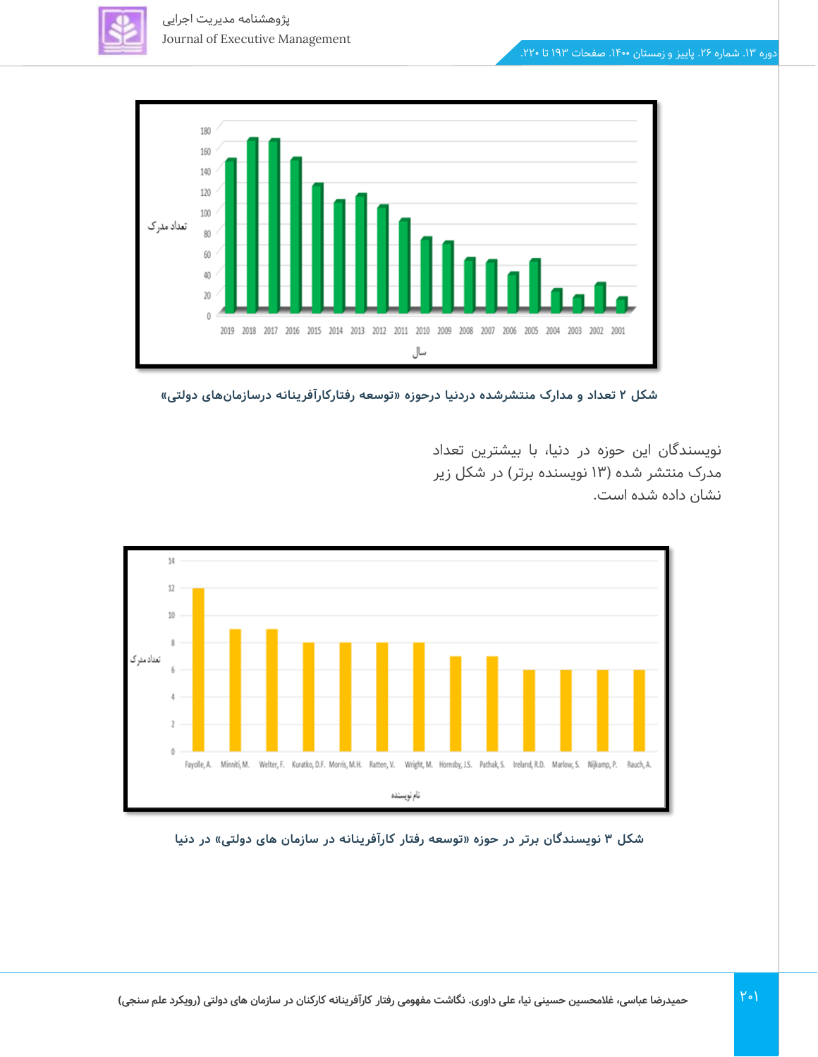شکل ۲ تعداد و مدارک منتشرشده دردنیا درحوزه «توسعه رفتارکارآفرینانه درسازمان‌های دولتی»

نویسندگان این حوزه در دنیا، با بیشترین تعداد مدرک منتشر شده (۱۳ نویسنده برتر) در شکل زیر نشان داده شده است.

شکل ۳ نویسندگان برتر در حوزه «توسعه رفتار کارآفرینانه در سازمان های دولتی» در دنیا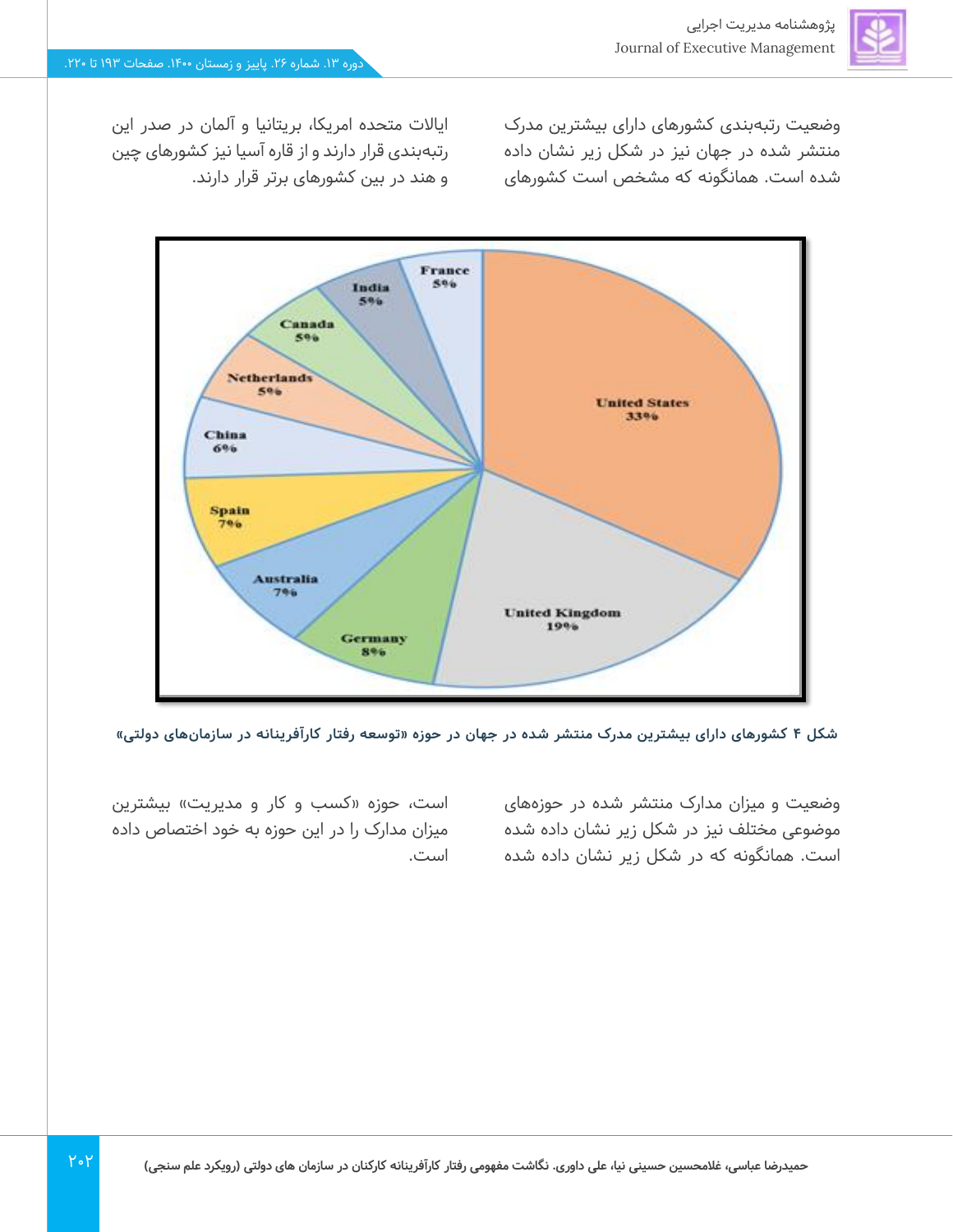وضعیت رتبه‌بندی کشورهای دارای بیشترین مدرک منتشر شده در جهان نیز در شکل زیر نشان داده شده است. همانگونه که مشخص است کشورهای ایالات متحده امریکا، بریتانیا و آلمان در صدر این رتبه‌بندی قرار دارند و از قاره آسیا نیز کشورهای چین و هند در بین کشورهای برتر قرار دارند.

| Country | Share |
|---|---|
| United States | 33% |
| United Kingdom | 19% |
| Germany | 8% |
| Australia | 7% |
| Spain | 7% |
| China | 6% |
| Netherlands | 5% |
| Canada | 5% |
| India | 5% |
| France | 5% |

**شکل ۴ کشورهای دارای بیشترین مدرک منتشر شده در جهان در حوزه «توسعه رفتار کارآفرینانه در سازمان‌های دولتی»**

وضعیت و میزان مدارک منتشر شده در حوزه‌های موضوعی مختلف نیز در شکل زیر نشان داده شده است. همانگونه که در شکل زیر نشان داده شده است، حوزه «کسب و کار و مدیریت» بیشترین میزان مدارک را در این حوزه به خود اختصاص داده است.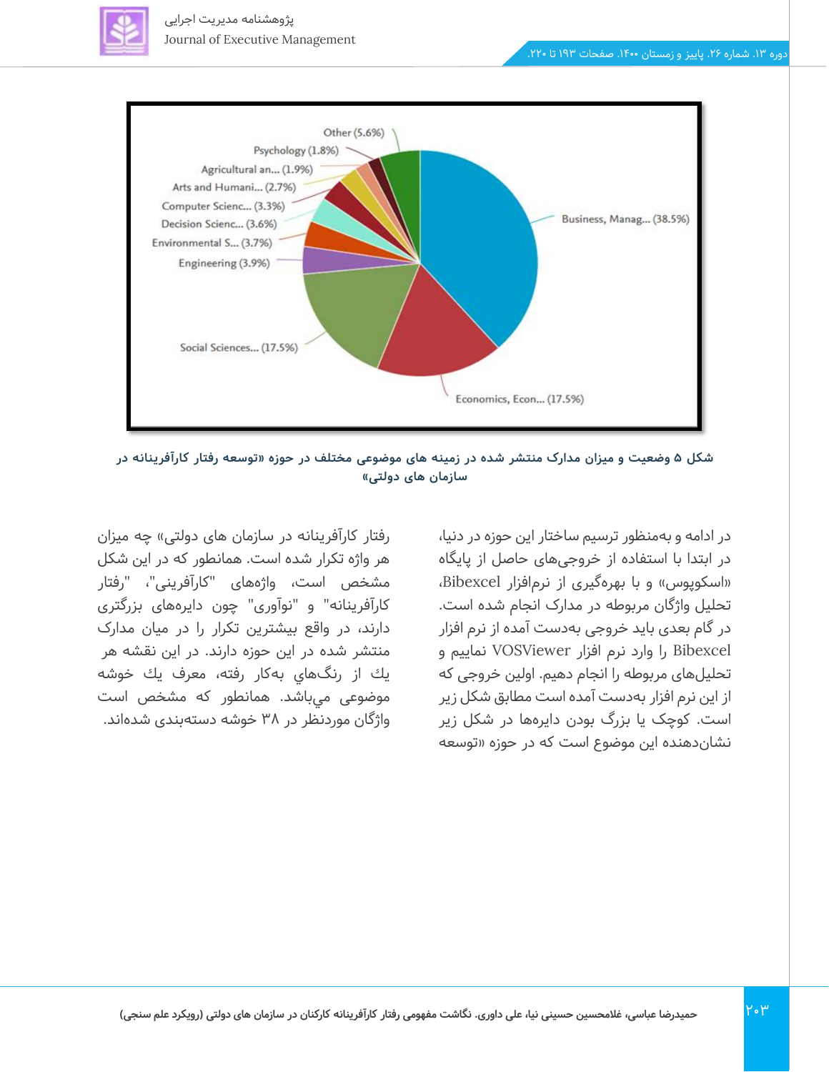Other (5.6%)
Psychology (1.8%)
Agricultural an... (1.9%)
Arts and Humani... (2.7%)
Computer Scienc... (3.3%)
Decision Scienc... (3.6%)
Environmental S... (3.7%)
Engineering (3.9%)
Social Sciences... (17.5%)
Economics, Econ... (17.5%)
Business, Manag... (38.5%)

**شکل ۵ وضعیت و میزان مدارک منتشر شده در زمینه های موضوعی مختلف در حوزه «توسعه رفتار کارآفرینانه در سازمان های دولتی»**

در ادامه و به‌منظور ترسیم ساختار این حوزه در دنیا، در ابتدا با استفاده از خروجی‌های حاصل از پایگاه «اسکوپوس» و با بهره‌گیری از نرم‌افزار Bibexcel، تحلیل واژگان مربوطه در مدارک انجام شده است. در گام بعدی باید خروجی به‌دست آمده از نرم افزار Bibexcel را وارد نرم افزار VOSViewer نماییم و تحلیل‌های مربوطه را انجام دهیم. اولین خروجی که از این نرم افزار به‌دست آمده است مطابق شکل زیر است. کوچک یا بزرگ بودن دایره‌ها در شکل زیر نشان‌دهنده این موضوع است که در حوزه «توسعه رفتار کارآفرینانه در سازمان های دولتی» چه میزان هر واژه تکرار شده است. همانطور که در این شکل مشخص است، واژه‌های "کارآفرینی"، "رفتار کارآفرینانه" و "نوآوری" چون دایره‌های بزرگتری دارند، در واقع بیشترین تکرار را در میان مدارک منتشر شده در این حوزه دارند. در این نقشه هر يك از رنگ‌هاي به‌كار رفته، معرف يك خوشه موضوعي مي‌باشد. همانطور که مشخص است واژگان موردنظر در ۳۸ خوشه دسته‌بندی شده‌اند.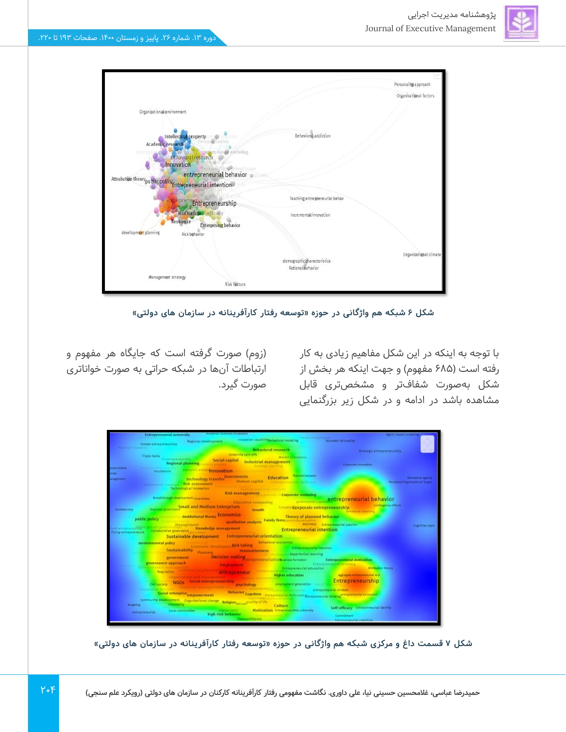شکل ۶ شبکه هم واژگانی در حوزه «توسعه رفتار کارآفرینانه در سازمان های دولتی»

با توجه به اینکه در این شکل مفاهیم زیادی به کار رفته است (۶۸۵ مفهوم) و جهت اینکه هر بخش از شکل به‌صورت شفاف‌تر و مشخص‌تری قابل مشاهده باشد در ادامه و در شکل زیر بزرگنمایی (زوم) صورت گرفته است که جایگاه هر مفهوم و ارتباطات آن‌ها در شبکه حراتی به صورت خواناتری صورت گیرد.

شکل ۷ قسمت داغ و مرکزی شبکه هم واژگانی در حوزه «توسعه رفتار کارآفرینانه در سازمان های دولتی»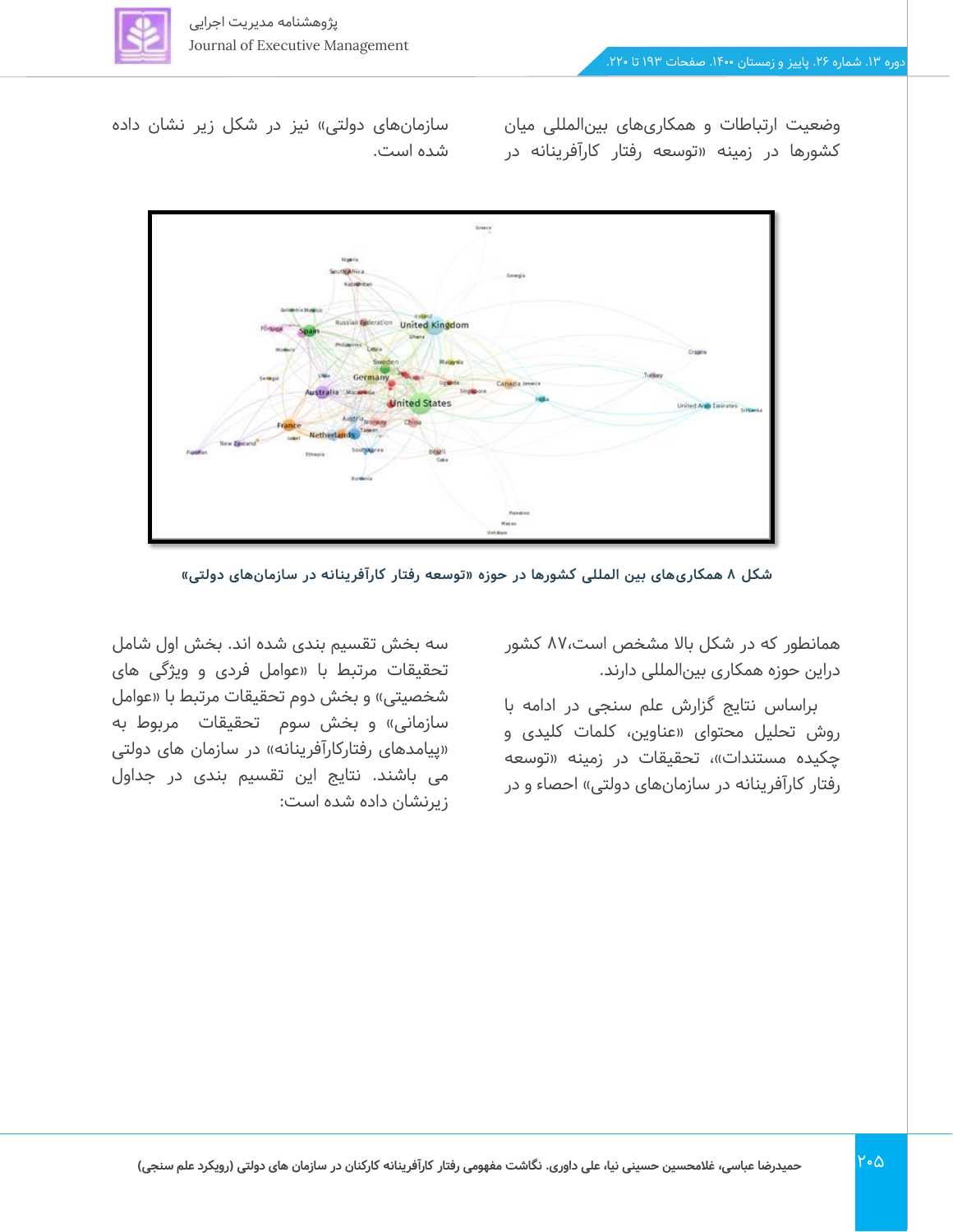وضعیت ارتباطات و همکاری‌های بین‌المللی میان کشورها در زمینه «توسعه رفتار کارآفرینانه در سازمان‌های دولتی» نیز در شکل زیر نشان داده شده است.

**شکل ۸ همکاری‌های بین المللی کشورها در حوزه «توسعه رفتار کارآفرینانه در سازمان‌های دولتی»**

همانطور که در شکل بالا مشخص است،۸۷ کشور دراین حوزه همکاری بین‌المللی دارند.

براساس نتایج گزارش علم سنجی در ادامه با روش تحلیل محتوای «عناوین، کلمات کلیدی و چکیده مستندات»، تحقیقات در زمینه «توسعه رفتار کارآفرینانه در سازمان‌های دولتی» احصاء و در سه بخش تقسیم بندی شده اند. بخش اول شامل تحقیقات مرتبط با «عوامل فردی و ویژگی های شخصیتی» و بخش دوم تحقیقات مرتبط با «عوامل سازمانی» و بخش سوم تحقیقات مربوط به «پیامدهای رفتارکارآفرینانه» در سازمان های دولتی می باشند. نتایج این تقسیم بندی در جداول زیرنشان داده شده است: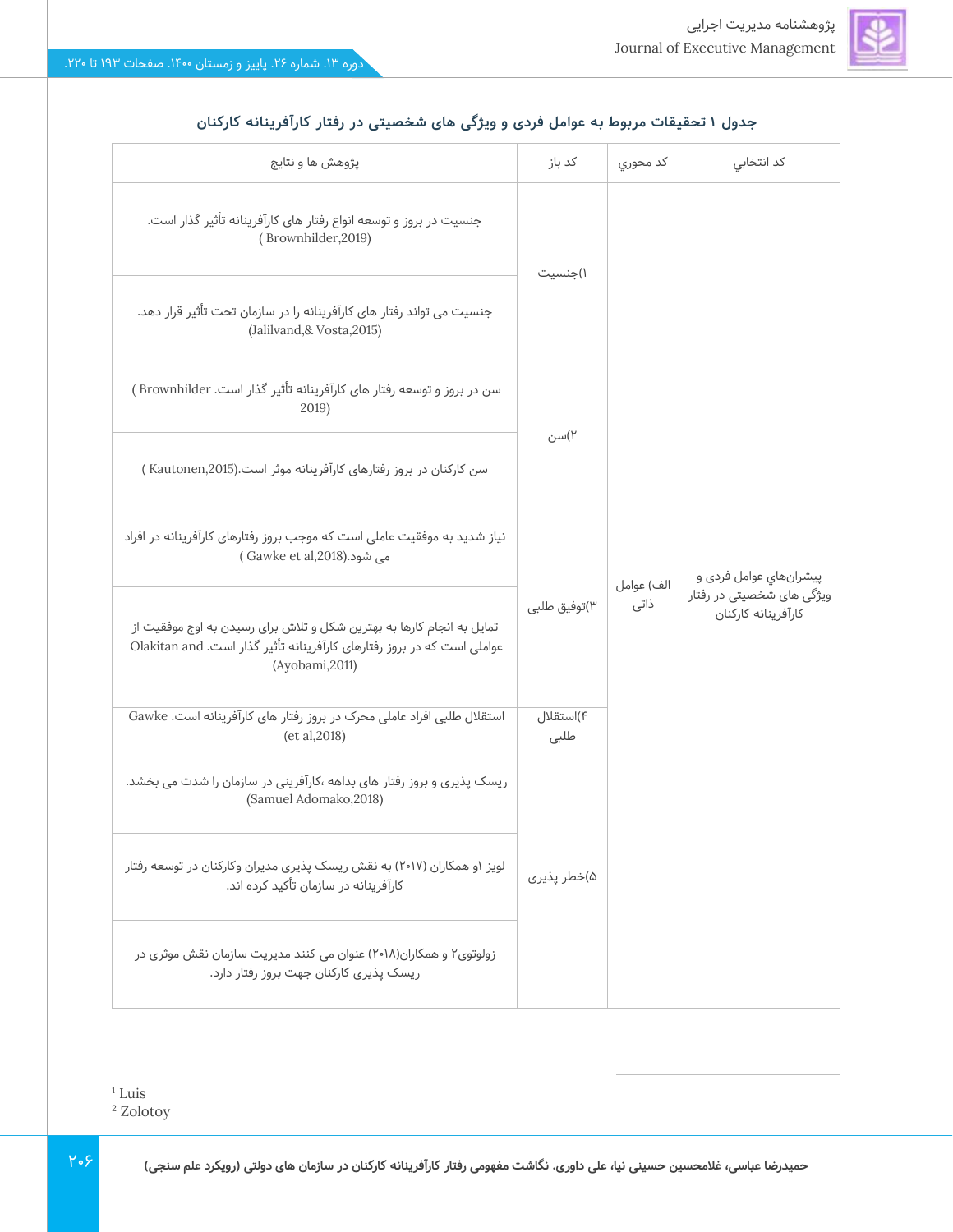**جدول ۱ تحقیقات مربوط به عوامل فردی و ویژگی های شخصیتی در رفتار کارآفرینانه کارکنان**

| کد انتخابي | کد محوري | کد باز | پژوهش ها و نتايج |
|---|---|---|---|
| پیشران‌هاي عوامل فردی و ویژگی های شخصیتی در رفتار کارآفرینانه کارکنان | الف) عوامل ذاتی | ۱)جنسیت | جنسیت در بروز و توسعه انواع رفتار های کارآفرینانه تأثیر گذار است. ( Brownhilder,2019) |
| | | | جنسیت می تواند رفتار های کارآفرینانه را در سازمان تحت تأثیر قرار دهد. (Jalilvand,& Vosta,2015) |
| | | ۲)سن | سن در بروز و توسعه رفتار های کارآفرینانه تأثیر گذار است. ( Brownhilder 2019) |
| | | | سن کارکنان در بروز رفتارهای کارآفرینانه موثر است.( Kautonen,2015) |
| | | ۳)توفیق طلبی | نیاز شدید به موفقیت عاملی است که موجب بروز رفتارهای کارآفرینانه در افراد می شود.( Gawke et al,2018) |
| | | | تمایل به انجام کارها به بهترین شکل و تلاش برای رسیدن به اوج موفقیت از عواملی است که در بروز رفتارهای کارآفرینانه تأثیر گذار است. Olakitan and (Ayobami,2011) |
| | | ۴)استقلال طلبی | استقلال طلبی افراد عاملی محرک در بروز رفتار های کارآفرینانه است. Gawke (et al,2018) |
| | | ۵)خطر پذیری | ریسک پذیری و بروز رفتار های بداهه ،کارآفرینی در سازمان را شدت می بخشد. (Samuel Adomako,2018) |
| | | | لویز[1] و همکاران (۲۰۱۷) به نقش ریسک پذیری مدیران وکارکنان در توسعه رفتار کارآفرینانه در سازمان تأکید کرده اند. |
| | | | زولوتوی[2] و همکاران(۲۰۱۸) عنوان می کنند مدیریت سازمان نقش موثری در ریسک پذیری کارکنان جهت بروز رفتار دارد. |

[1] Luis
[2] Zolotoy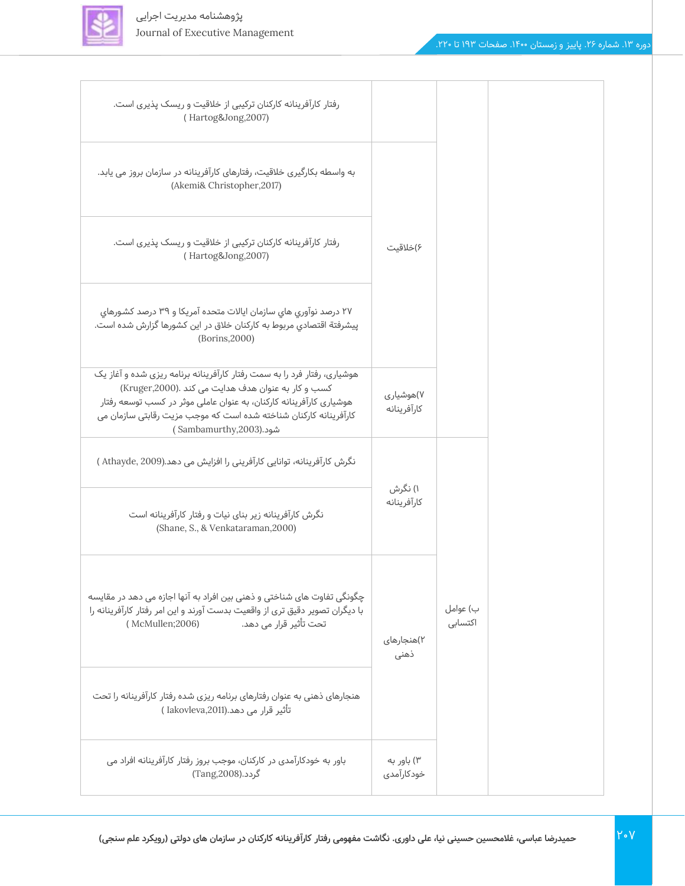| | | | |
|---|---|---|---|
| | | ۶)خلاقیت | رفتار کارآفرینانه کارکنان ترکیبی از خلاقیت و ریسک پذیری است. ( Hartog&Jong,2007) |
| | | | به واسطه بکارگیری خلاقیت، رفتارهای کارآفرینانه در سازمان بروز می یابد. (Akemi& Christopher,2017) |
| | | | رفتار کارآفرینانه کارکنان ترکیبی از خلاقیت و ریسک پذیری است. ( Hartog&Jong,2007) |
| | | | ۲۷ درصد نوآوري هاي سازمان ايالات متحده آمريکا و ۳۹ درصد کشورهاي پيشرفتهٔ اقتصادي مربوط به کارکنان خلاق در این کشورها گزارش شده است. (Borins,2000) |
| | | ۷)هوشیاری کارآفرینانه | هوشیاری، رفتار فرد را به سمت رفتار کارآفرینانه برنامه ریزی شده و آغاز یک کسب و کار به عنوان هدف هدایت می کند. (Kruger,2000) هوشیاری کارآفرینانه کارکنان، به عنوان عاملی موثر در کسب توسعه رفتار کارآفرینانه کارکنان شناخته شده است که موجب مزیت رقابتی سازمان می شود.( Sambamurthy,2003) |
| | ب) عوامل اکتسابی | ۱) نگرش کارآفرینانه | نگرش کارآفرینانه، توانایی کارآفرینی را افزایش می دهد.( Athayde, 2009) |
| | | | نگرش کارآفرینانه زیر بنای نیات و رفتار کارآفرینانه است (Shane, S., & Venkataraman,2000) |
| | | ۲)هنجارهای ذهنی | چگونگی تفاوت های شناختی و ذهنی بین افراد به آنها اجازه می دهد در مقایسه با دیگران تصویر دقیق تری از واقعیت بدست آورند و این امر رفتار کارآفرینانه را تحت تأثیر قرار می دهد. ( McMullen;2006) |
| | | | هنجارهای ذهنی به عنوان رفتارهای برنامه ریزی شده رفتار کارآفرینانه را تحت تأثیر قرار می دهد.( Iakovleva,2011) |
| | | ۳) باور به خودکارآمدی | باور به خودکارآمدی در کارکنان، موجب بروز رفتار کارآفرینانه افراد می گردد.(Tang,2008) |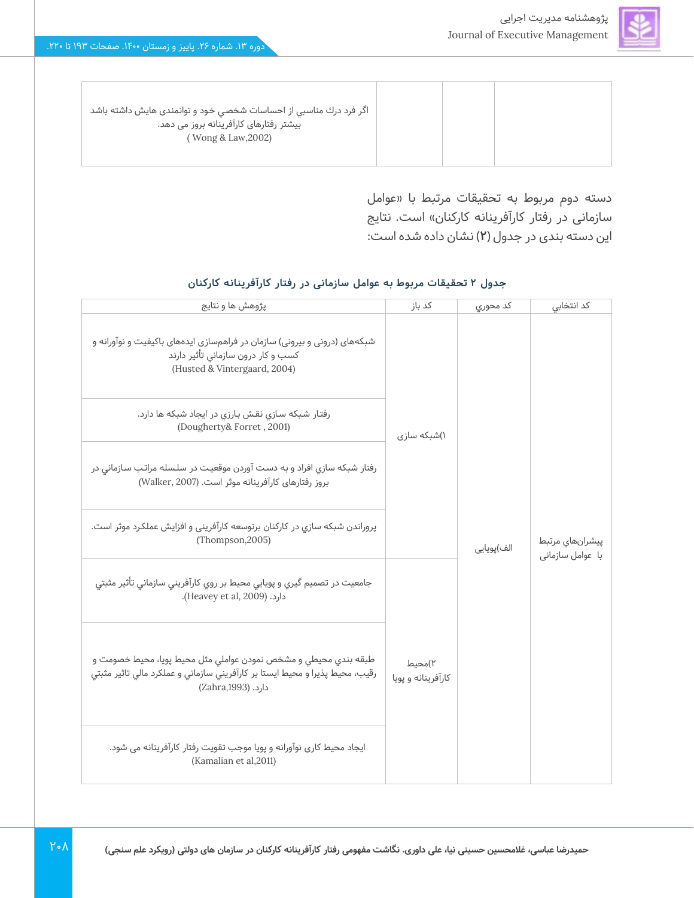| | | | |
|---|---|---|---|
| | | | اگر فرد درك مناسبي از احساسات شخصي خود و توانمندی هايش داشته باشد بیشتر رفتارهای کارآفرینانه بروز می دهد. ( Wong & Law,2002) |

دسته دوم مربوط به تحقیقات مرتبط با «عوامل سازماني در رفتار کارآفرينانه کارکنان» است. نتايج اين دسته بندی در جدول (۲) نشان داده شده است:

**جدول ۲ تحقيقات مربوط به عوامل سازمانی در رفتار کارآفرینانه کارکنان**

| کد انتخابي | کد محوري | کد باز | پژوهش ها و نتايج |
|---|---|---|---|
| پيشران‌هاي مرتبط با عوامل سازماني | الف)پويايي | ۱)شبكه سازی | شبکه‌های (درونی و بیرونی) سازمان در فراهم‌سازی ایده‌های باکیفیت و نوآورانه و کسب و کار درون سازماني تأثير دارند (Husted & Vintergaard, 2004) |
| | | | رفتار شبكه سازي نقش بارزي در ايجاد شبكه ها دارد. (Dougherty& Forret , 2001) |
| | | | رفتار شبكه سازي افراد و به دست آوردن موقعيت در سلسله مراتب سازماني در بروز رفتارهای کارآفرينانه موثر است. (Walker, 2007) |
| | | | پروراندن شبكه سازي در کارکنان برتوسعه کارآفرینی و افزایش عملکرد موثر است. (Thompson,2005) |
| | | ۲)محیط کارآفرينانه و پویا | جامعيت در تصميم گيري و پويايي محيط بر روي كارآفريني سازماني تأثير مثبتي دارد. (Heavey et al, 2009). |
| | | | طبقه بندي محيطي و مشخص نمودن عواملي مثل محيط پويا، محيط خصومت و رقيب، محيط پذيرا و محيط ايستا بر كارآفريني سازماني و عملکرد مالي تاثير مثبتي دارد. (Zahra,1993) |
| | | | ایجاد محیط کاری نوآورانه و پویا موجب تقویت رفتار کارآفرینانه می شود. (Kamalian et al,2011) |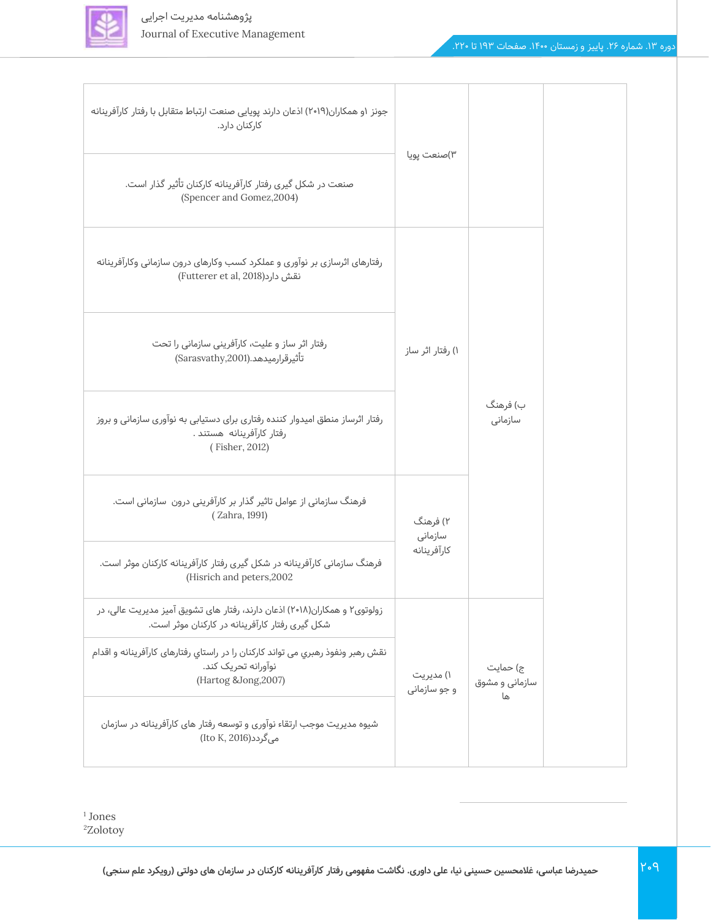| | | | |
|---|---|---|---|
| | | ۳)صنعت پویا | جونز ۱و همکاران(۲۰۱۹) اذعان دارند پویایی صنعت ارتباط متقابل با رفتار کارآفرینانه کارکنان دارد. |
| | | | صنعت در شکل گیری رفتار کارآفرینانه کارکنان تأثیر گذار است. (Spencer and Gomez,2004) |
| | ب) فرهنگ سازمانی | ۱) رفتار اثر ساز | رفتارهای اثرسازی بر نوآوری و عملکرد کسب وکارهای درون سازمانی وکارآفرینانه نقش دارد(Futterer et al, 2018) |
| | | | رفتار اثر ساز و علیت، کارآفرینی سازمانی را تحت تأثیرقرارمیدهد.(Sarasvathy,2001) |
| | | | رفتار اثرساز منطق امیدوار کننده رفتاری برای دستیابی به نوآوری سازمانی و بروز رفتار کارآفرینانه هستند . ( Fisher, 2012) |
| | | ۲) فرهنگ سازمانی کارآفرینانه | فرهنگ سازمانی از عوامل تاثیر گذار بر کارآفرینی درون سازمانی است. ( Zahra, 1991) |
| | | | فرهنگ سازمانی کارآفرینانه در شکل گیری رفتار کارآفرینانه کارکنان موثر است. (Hisrich and peters,2002 |
| | ج) حمایت سازمانی و مشوق ها | ۱) مدیریت و جو سازمانی | زولوتوی۲ و همکاران(۲۰۱۸) اذعان دارند، رفتار های تشویق آمیز مدیریت عالی، در شکل گیری رفتار کارآفرینانه در کارکنان موثر است. |
| | | | نقش رهبر ونفوذ رهبري مي تواند کارکنان را در راستاي رفتارهای کارآفرینانه و اقدام نوآورانه تحریک کند. (Hartog &Jong,2007) |
| | | | شیوه مدیریت موجب ارتقاء نوآوری و توسعه رفتار های کارآفرینانه در سازمان می‌گردد(Ito K, 2016) |

[1] Jones
[2] Zolotoy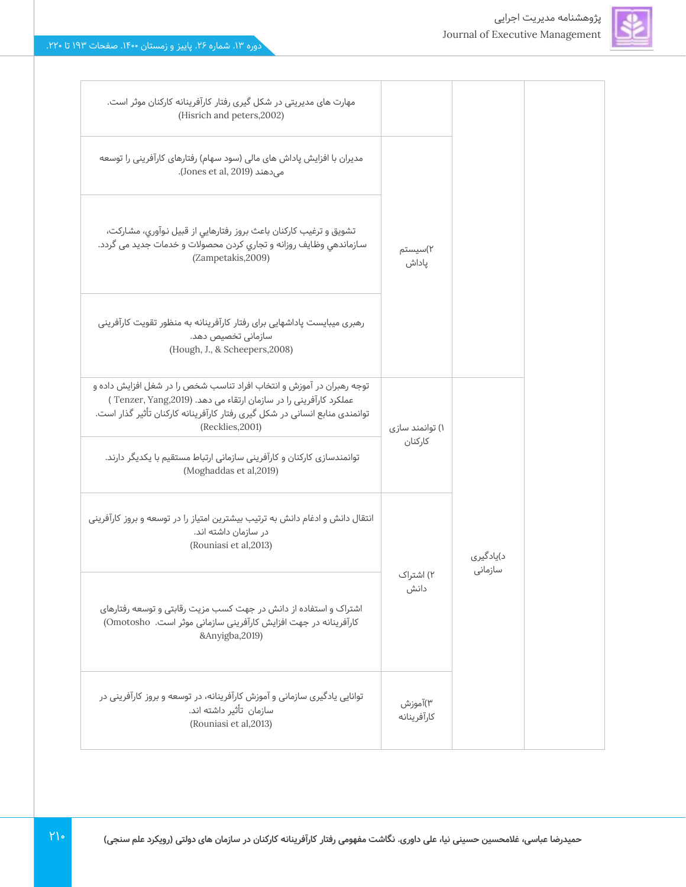| | | | |
|---|---|---|---|
| | | | مهارت های مدیریتی در شکل گیری رفتار کارآفرینانه کارکنان موثر است. (Hisrich and peters,2002) |
| | | ۲)سیستم پاداش | مدیران با افزایش پاداش های مالی (سود سهام) رفتارهای کارآفرینی را توسعه می‌دهند (Jones et al, 2019). |
| | | | تشويق و ترغيب كاركنان باعث بروز رفتارهايي از قبيل نوآوري، مشاركت، سازماندهي وظايف روزانه و تجاري كردن محصولات و خدمات جديد مي گردد. (Zampetakis,2009) |
| | | | رهبری میبایست پاداشهایی برای رفتار کارآفرینانه به منظور تقویت کارآفرینی سازمانی تخصیص دهد. (Hough, J., & Scheepers,2008) |
| | د)یادگیری سازمانی | ۱) توانمند سازی کارکنان | توجه رهبران در آموزش و انتخاب افراد تناسب شخص را در شغل افزایش داده و عملکرد کارآفرینی را در سازمان ارتقاء می دهد. (Tenzer, Yang,2019) توانمندی منابع انسانی در شکل گیری رفتار کارآفرینانه کارکنان تأثیر گذار است. (Recklies,2001) |
| | | | توانمندسازی کارکنان و کارآفرینی سازمانی ارتباط مستقیم با یکدیگر دارند. (Moghaddas et al,2019) |
| | | ۲) اشتراک دانش | انتقال دانش و ادغام دانش به ترتیب بیشترین امتیاز را در توسعه و بروز کارآفرینی در سازمان داشته اند. (Rouniasi et al,2013) |
| | | | اشتراک و استفاده از دانش در جهت کسب مزیت رقابتی و توسعه رفتارهای کارآفرینانه در جهت افزایش کارآفرینی سازمانی موثر است. (Omotosho &Anyigba,2019) |
| | | ۳)آموزش کارآفرینانه | توانایی یادگیری سازمانی و آموزش کارآفرینانه، در توسعه و بروز کارآفرینی در سازمان تأثیر داشته اند. (Rouniasi et al,2013) |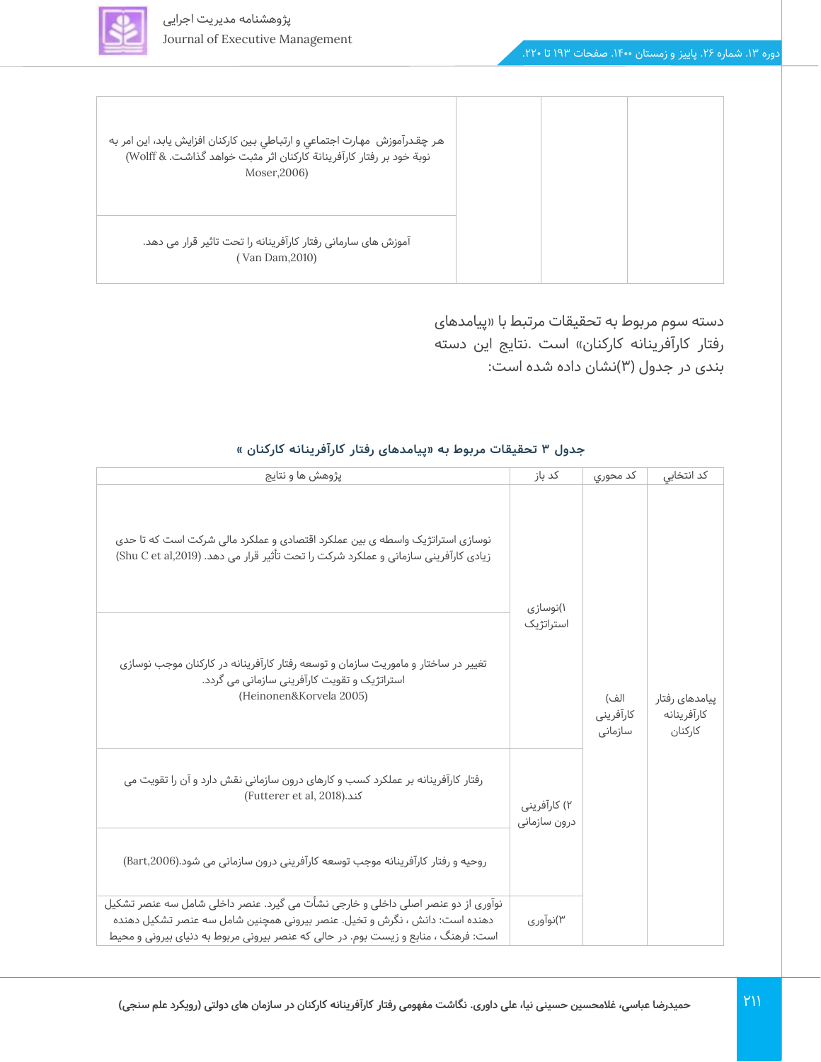| | | | |
|---|---|---|---|
| | | | هر چقدرآموزش  مهارت اجتماعي و ارتباطي بين كاركنان افزايش يابد، اين امر به نوبة خود بر رفتار كارآفرينانة كاركنان اثر مثبت خواهد گذاشت. (Wolff & Moser,2006) |
| | | | آموزش های سازمانی رفتار کارآفرینانه را تحت تاثیر قرار می دهد. ( Van Dam,2010) |

دسته سوم مربوط به تحقیقات مرتبط با «پیامدهای رفتار کارآفرینانه کارکنان» است .نتایج این دسته بندی در جدول (۳)نشان داده شده است:

**جدول ۳ تحقیقات مربوط به «پیامدهای رفتار کارآفرینانه کارکنان »**

| کد انتخابي | کد محوري | کد باز | پژوهش ها و نتایج |
|---|---|---|---|
| پیامدهای رفتار کارآفرینانه کارکنان | الف) کارآفرینی سازمانی | ۱)نوسازی استراتژیک | نوسازی استراتژیک واسطه ی بین عملکرد اقتصادی و عملکرد مالی شرکت است که تا حدی زیادی کارآفرینی سازمانی و عملکرد شرکت را تحت تأثیر قرار می دهد. (Shu C et al,2019) |
| | | | تغییر در ساختار و ماموریت سازمان و توسعه رفتار کارآفرینانه در کارکنان موجب نوسازی استراتژیک و تقویت کارآفرینی سازمانی می گردد. (Heinonen&Korvela 2005) |
| | | ۲) کارآفرینی درون سازمانی | رفتار کارآفرینانه بر عملکرد کسب و کارهای درون سازمانی نقش دارد و آن را تقویت می کند.(Futterer et al, 2018) |
| | | | روحیه و رفتار کارآفرینانه موجب توسعه کارآفرینی درون سازمانی می شود.(Bart,2006) |
| | | ۳)نوآوری | نوآوری از دو عنصر اصلی داخلی و خارجی نشأت می گیرد. عنصر داخلی شامل سه عنصر تشکیل دهنده است: دانش ، نگرش و تخیل. عنصر بیرونی همچنین شامل سه عنصر تشکیل دهنده است: فرهنگ ، منابع و زیست بوم. در حالی که عنصر بیرونی مربوط به دنیای بیرونی و محیط |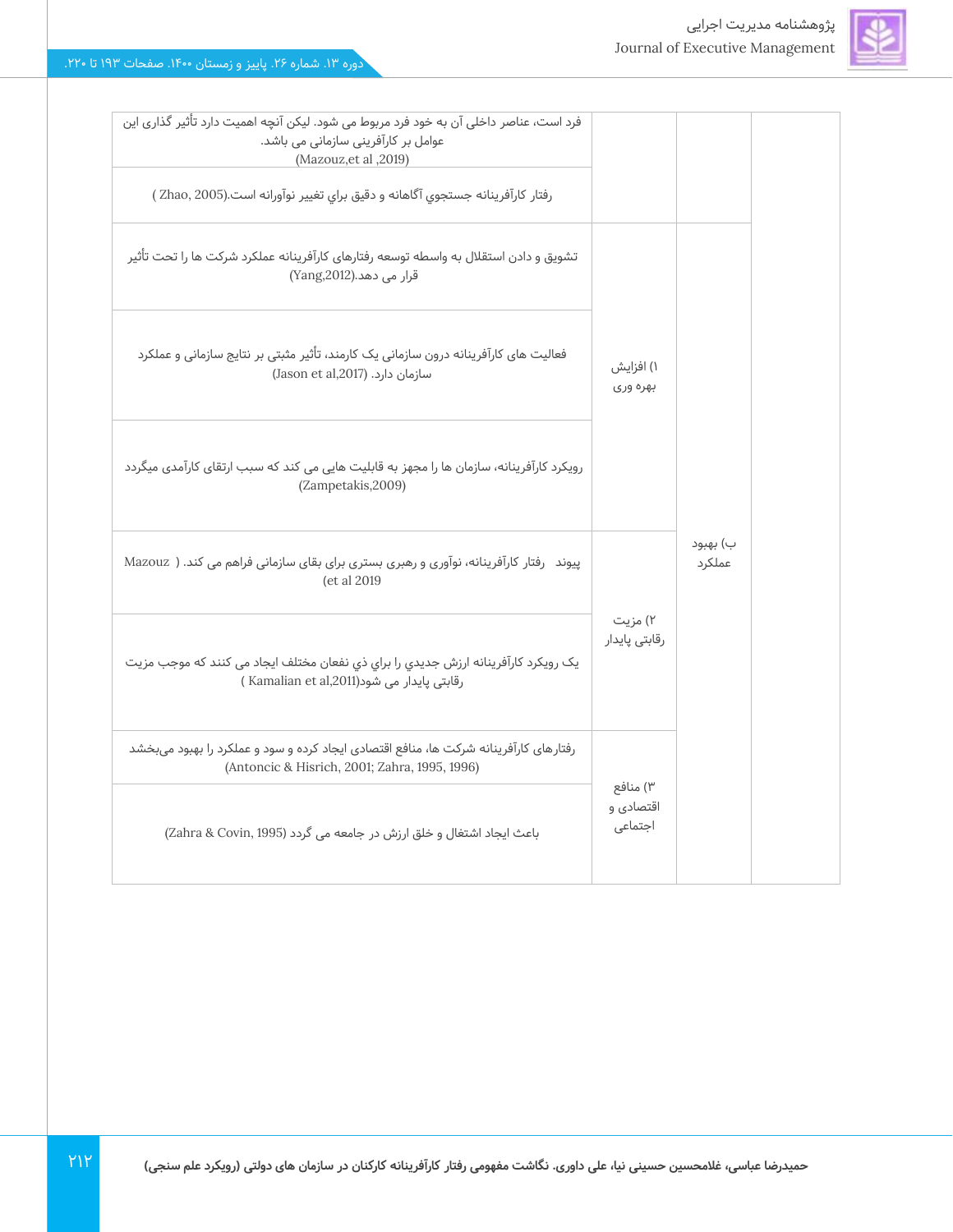| | | | |
|---|---|---|---|
| | | | فرد است، عناصر داخلی آن به خود فرد مربوط می شود. لیکن آنچه اهمیت دارد تأثیر گذاری این عوامل بر کارآفرینی سازمانی می باشد. (Mazouz,et al ,2019) |
| | | | رفتار کارآفرينانه جستجوي آگاهانه و دقيق براي تغيير نوآورانه است.(Zhao, 2005 ) |
| | ب) بهبود عملکرد | ۱) افزایش بهره وری | تشویق و دادن استقلال به واسطه توسعه رفتارهای کارآفرینانه عملکرد شرکت ها را تحت تأثیر قرار می دهد.(Yang,2012) |
| | | | فعالیت های کارآفرینانه درون سازمانی یک کارمند، تأثیر مثبتی بر نتایج سازمانی و عملکرد سازمان دارد. (Jason et al,2017) |
| | | | رویکرد کارآفرینانه، سازمان ها را مجهز به قابلیت هایی می کند که سبب ارتقای کارآمدی میگردد (Zampetakis,2009) |
| | | ۲) مزیت رقابتی پایدار | پیوند رفتار کارآفرینانه، نوآوری و رهبری بستری برای بقای سازمانی فراهم می کند. ( Mazouz et al 2019) |
| | | | یک رویکرد کارآفرینانه ارزش جديدي را براي ذي نفعان مختلف ايجاد مي کنند که موجب مزیت رقابتی پایدار می شود( Kamalian et al,2011 ) |
| | | ۳) منافع اقتصادی و اجتماعی | رفتارهای کارآفرینانه شرکت ها، منافع اقتصادی ایجاد کرده و سود و عملکرد را بهبود می‌بخشد (Antoncic & Hisrich, 2001; Zahra, 1995, 1996) |
| | | | باعث ایجاد اشتغال و خلق ارزش در جامعه می گردد (Zahra & Covin, 1995) |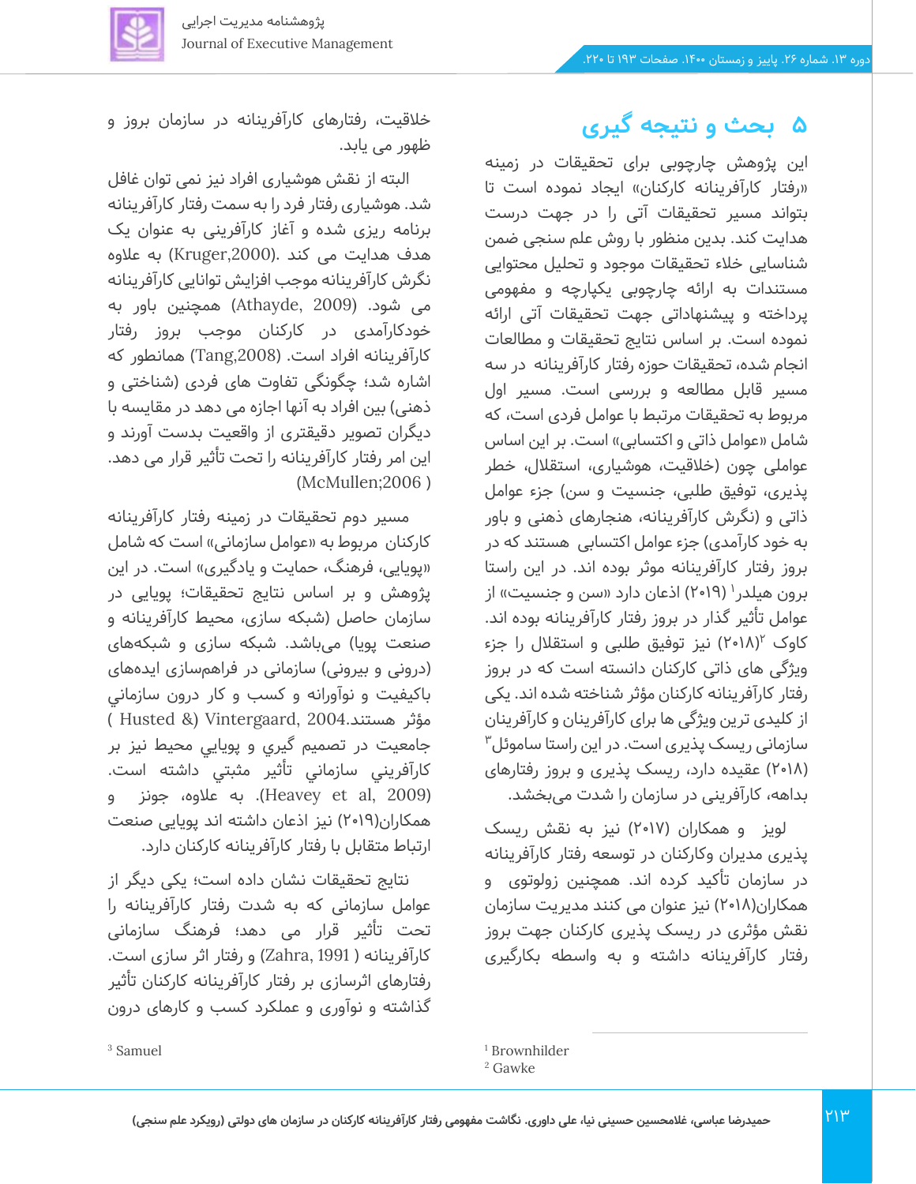## ۵ بحث و نتیجه گیری

این پژوهش چارچوبی برای تحقیقات در زمینه «رفتار کارآفرینانه کارکنان» ایجاد نموده است تا بتواند مسیر تحقیقات آتی را در جهت درست هدایت کند. بدین منظور با روش علم سنجی ضمن شناسایی خلاء تحقیقات موجود و تحلیل محتوایی مستندات به ارائه چارچوبی یکپارچه و مفهومی پرداخته و پیشنهاداتی جهت تحقیقات آتی ارائه نموده است. بر اساس نتایج تحقیقات و مطالعات انجام شده، تحقیقات حوزه رفتار کارآفرینانه در سه مسیر قابل مطالعه و بررسی است. مسیر اول مربوط به تحقیقات مرتبط با عوامل فردی است، که شامل «عوامل ذاتی و اکتسابی» است. بر این اساس عواملی چون (خلاقیت، هوشیاری، استقلال، خطر پذیری، توفیق طلبی، جنسیت و سن) جزء عوامل ذاتی و (نگرش کارآفرینانه، هنجارهای ذهنی و باور به خود کارآمدی) جزء عوامل اکتسابی هستند که در بروز رفتار کارآفرینانه موثر بوده اند. در این راستا برون هیلدر[1] (۲۰۱۹) اذعان دارد «سن و جنسیت» از عوامل تأثیر گذار در بروز رفتار کارآفرینانه بوده اند. کاوک[2](۲۰۱۸) نیز توفیق طلبی و استقلال را جزء ویژگی های ذاتی کارکنان دانسته است که در بروز رفتار کارآفرینانه کارکنان مؤثر شناخته شده اند. یکی از کلیدی ترین ویژگی ها برای کارآفرینان و کارآفرینان سازمانی ریسک پذیری است. در این راستا ساموئل[3] (۲۰۱۸) عقیده دارد، ریسک پذیری و بروز رفتارهای بداهه، کارآفرینی در سازمان را شدت می‌بخشد.

لویز و همکاران (۲۰۱۷) نیز به نقش ریسک پذیری مدیران وکارکنان در توسعه رفتار کارآفرینانه در سازمان تأکید کرده اند. همچنین زولوتوی و همکاران(۲۰۱۸) نیز عنوان می کنند مدیریت سازمان نقش مؤثری در ریسک پذیری کارکنان جهت بروز رفتار کارآفرینانه داشته و به واسطه بکارگیری خلاقیت، رفتارهای کارآفرینانه در سازمان بروز و ظهور می یابد.

البته از نقش هوشیاری افراد نیز نمی توان غافل شد. هوشیاری رفتار فرد را به سمت رفتار کارآفرینانه برنامه ریزی شده و آغاز کارآفرینی به عنوان یک هدف هدایت می کند. (Kruger,2000) به علاوه نگرش کارآفرینانه موجب افزایش توانایی کارآفرینانه می شود. (Athayde, 2009) همچنین باور به خودکارآمدی در کارکنان موجب بروز رفتار کارآفرینانه افراد است. (Tang,2008) همانطور که اشاره شد؛ چگونگی تفاوت های فردی (شناختی و ذهنی) بین افراد به آنها اجازه می دهد در مقایسه با دیگران تصویر دقیقتری از واقعیت بدست آورند و این امر رفتار کارآفرینانه را تحت تأثیر قرار می دهد. (McMullen;2006 )

مسیر دوم تحقیقات در زمینه رفتار کارآفرینانه کارکنان مربوط به «عوامل سازمانی» است که شامل «پویایی، فرهنگ، حمایت و یادگیری» است. در این پژوهش و بر اساس نتایج تحقیقات؛ پویایی در سازمان حاصل (شبکه سازی، محیط کارآفرینانه و صنعت پویا) می‌باشد. شبکه سازی و شبکه‌های (درونی و بیرونی) سازمانی در فراهم‌سازی ایده‌های باکیفیت و نوآورانه و کسب و کار درون سازماني مؤثر هستند.Husted &) Vintergaard, 2004 ) جامعيت در تصميم گيري و پويايي محيط نيز بر كارآفريني سازماني تأثير مثبتي داشته است. (Heavey et al, 2009). به علاوه، جونز و همکاران(۲۰۱۹) نیز اذعان داشته اند پویایی صنعت ارتباط متقابل با رفتار کارآفرینانه کارکنان دارد.

نتایج تحقیقات نشان داده است؛ یکی دیگر از عوامل سازمانی که به شدت رفتار کارآفرینانه را تحت تأثیر قرار می دهد؛ فرهنگ سازمانی کارآفرینانه ( Zahra, 1991) و رفتار اثر سازی است. رفتارهای اثرسازی بر رفتار کارآفرینانه کارکنان تأثیر گذاشته و عملکرد کسب و نوآوری و کارهای درون

[1] Brownhilder
[2] Gawke
[3] Samuel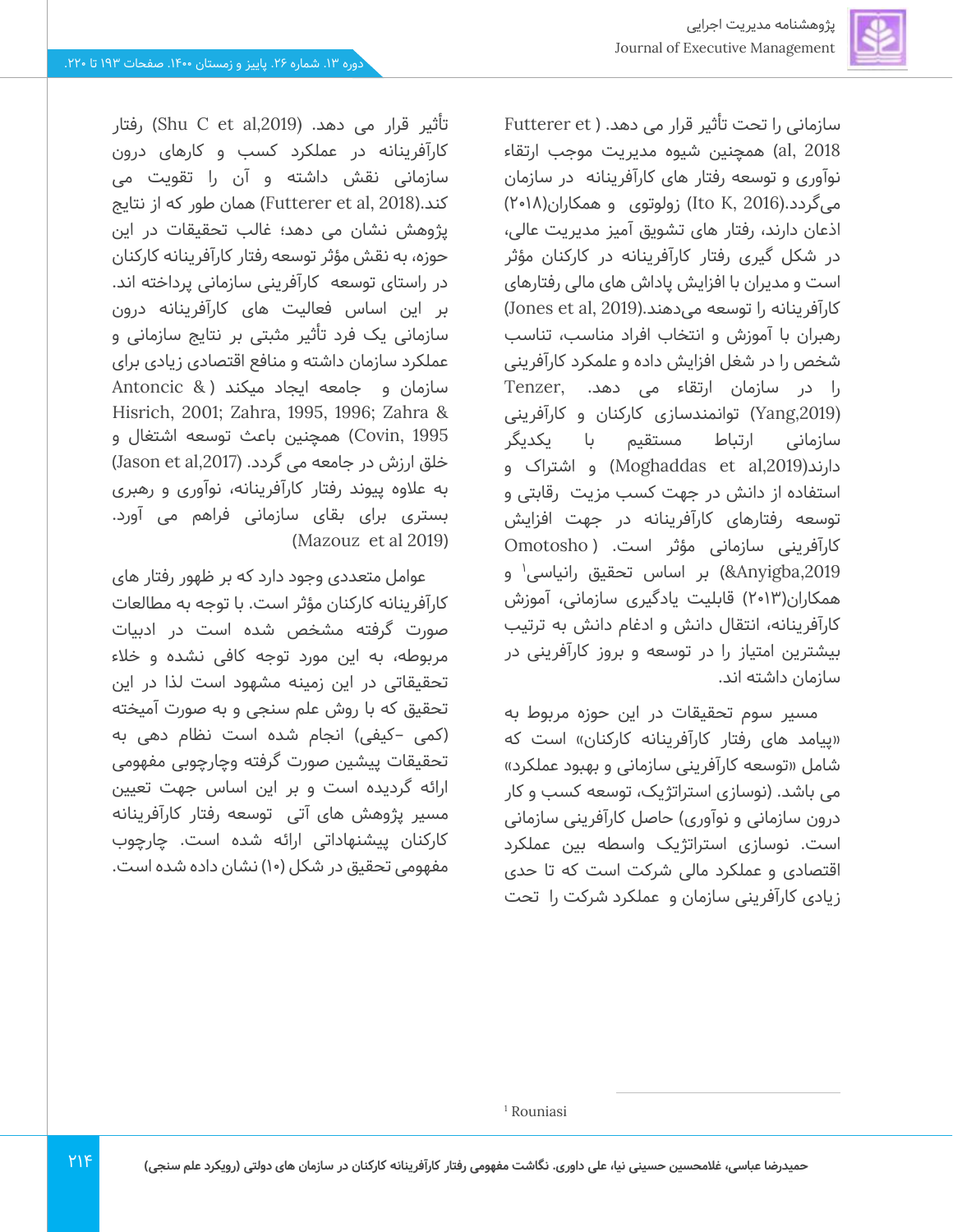سازمانی را تحت تأثیر قرار می دهد. (Futterer et al, 2018) همچنین شیوه مدیریت موجب ارتقاء نوآوری و توسعه رفتار های کارآفرینانه در سازمان می‌گردد.(Ito K, 2016) زولوتوی و همکاران(۲۰۱۸) اذعان دارند، رفتار های تشویق آمیز مدیریت عالی، در شکل گیری رفتار کارآفرینانه در کارکنان مؤثر است و مدیران با افزایش پاداش های مالی رفتارهای کارآفرینانه را توسعه می‌دهند.(Jones et al, 2019) رهبران با آموزش و انتخاب افراد مناسب، تناسب شخص را در شغل افزایش داده و علمکرد کارآفرینی را در سازمان ارتقاء می دهد. Tenzer, (Yang,2019) توانمندسازی کارکنان و کارآفرینی سازمانی ارتباط مستقیم با یکدیگر دارند(Moghaddas et al,2019) و اشتراک و استفاده از دانش در جهت کسب مزیت رقابتی و توسعه رفتارهای کارآفرینانه در جهت افزایش کارآفرینی سازمانی مؤثر است. (Omotosho &Anyigba,2019) بر اساس تحقیق رانیاسی[1] و همکاران(۲۰۱۳) قابلیت یادگیری سازمانی، آموزش کارآفرینانه، انتقال دانش و ادغام دانش به ترتیب بیشترین امتیاز را در توسعه و بروز کارآفرینی در سازمان داشته اند.

مسیر سوم تحقیقات در این حوزه مربوط به «پیامد های رفتار کارآفرینانه کارکنان» است که شامل «توسعه کارآفرینی سازمانی و بهبود عملکرد» می باشد. (نوسازی استراتژیک، توسعه کسب و کار درون سازمانی و نوآوری) حاصل کارآفرینی سازمانی است. نوسازی استراتژیک واسطه بین عملکرد اقتصادی و عملکرد مالی شرکت است که تا حدی زیادی کارآفرینی سازمان و عملکرد شرکت را تحت تأثیر قرار می دهد. (Shu C et al,2019) رفتار کارآفرینانه در عملکرد کسب و کارهای درون سازمانی نقش داشته و آن را تقویت می کند.(Futterer et al, 2018) همان طور که از نتایج پژوهش نشان می دهد؛ غالب تحقیقات در این حوزه، به نقش مؤثر توسعه رفتار کارآفرینانه کارکنان در راستای توسعه کارآفرینی سازمانی پرداخته اند. بر این اساس فعالیت های کارآفرینانه درون سازمانی یک فرد تأثیر مثبتی بر نتایج سازمانی و عملکرد سازمان داشته و منافع اقتصادی زیادی برای سازمان و جامعه ایجاد میکند (Antoncic & Hisrich, 2001; Zahra, 1995, 1996; Zahra & Covin, 1995) همچنین باعث توسعه اشتغال و خلق ارزش در جامعه می گردد. (Jason et al,2017) به علاوه پیوند رفتار کارآفرینانه، نوآوری و رهبری بستری برای بقای سازمانی فراهم می آورد. (Mazouz et al 2019)

عوامل متعددی وجود دارد که بر ظهور رفتار های کارآفرینانه کارکنان مؤثر است. با توجه به مطالعات صورت گرفته مشخص شده است در ادبیات مربوطه، به این مورد توجه کافی نشده و خلاء تحقیقاتی در این زمینه مشهود است لذا در این تحقیق که با روش علم سنجی و به صورت آمیخته (کمی -کیفی) انجام شده است نظام دهی به تحقیقات پیشین صورت گرفته وچارچوبی مفهومی ارائه گردیده است و بر این اساس جهت تعیین مسیر پژوهش های آتی توسعه رفتار کارآفرینانه کارکنان پیشنهاداتی ارائه شده است. چارچوب مفهومی تحقیق در شکل (۱۰) نشان داده شده است.

[1] Rouniasi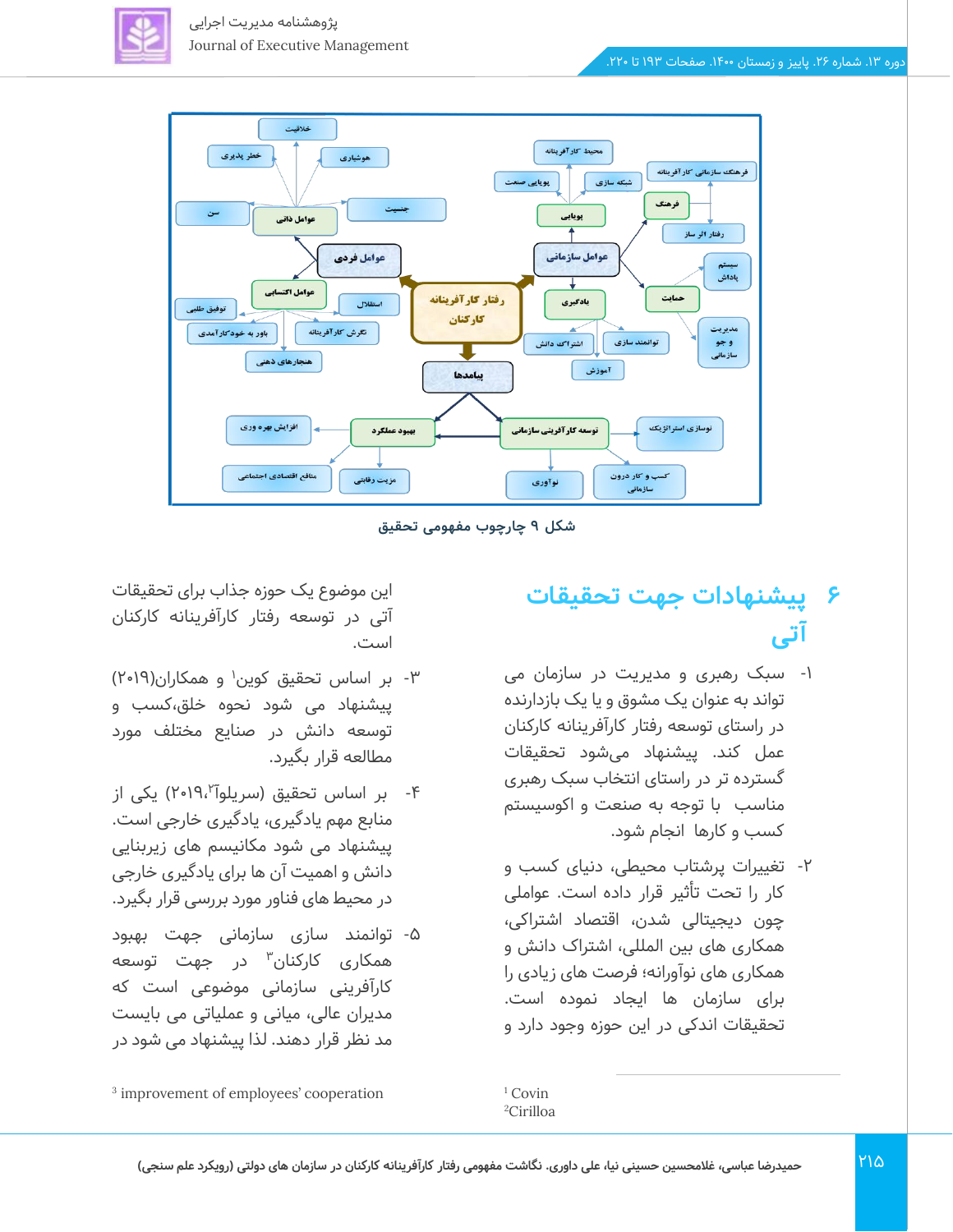شکل ۹ چارچوب مفهومی تحقیق

## ۶ پیشنهادات جهت تحقیقات آتی

۱- سبک رهبری و مدیریت در سازمان می تواند به عنوان یک مشوق و یا یک بازدارنده در راستای توسعه رفتار کارآفرینانه کارکنان عمل کند. پیشنهاد می‌شود تحقیقات گسترده تر در راستای انتخاب سبک رهبری مناسب با توجه به صنعت و اکوسیستم کسب و کارها انجام شود.

۲- تغییرات پرشتاب محیطی، دنیای کسب و کار را تحت تأثیر قرار داده است. عواملی چون دیجیتالی شدن، اقتصاد اشتراکی، همکاری های بین المللی، اشتراک دانش و همکاری های نوآورانه؛ فرصت های زیادی را برای سازمان ها ایجاد نموده است. تحقیقات اندکی در این حوزه وجود دارد و این موضوع یک حوزه جذاب برای تحقیقات آتی در توسعه رفتار کارآفرینانه کارکنان است.

۳- بر اساس تحقیق کوین[1] و همکاران(۲۰۱۹) پیشنهاد می شود نحوه خلق،کسب و توسعه دانش در صنایع مختلف مورد مطالعه قرار بگیرد.

۴- بر اساس تحقیق (سریلوآ[2]،۲۰۱۹) یکی از منابع مهم یادگیری، یادگیری خارجی است. پیشنهاد می شود مکانیسم های زیربنایی دانش و اهمیت آن ها برای یادگیری خارجی در محیط های فناور مورد بررسی قرار بگیرد.

۵- توانمند سازی سازمانی جهت بهبود همکاری کارکنان[3] در جهت توسعه کارآفرینی سازمانی موضوعی است که مدیران عالی، میانی و عملیاتی می بایست مد نظر قرار دهند. لذا پیشنهاد می شود در

---

[1] Covin
[2] Cirilloa
[3] improvement of employees' cooperation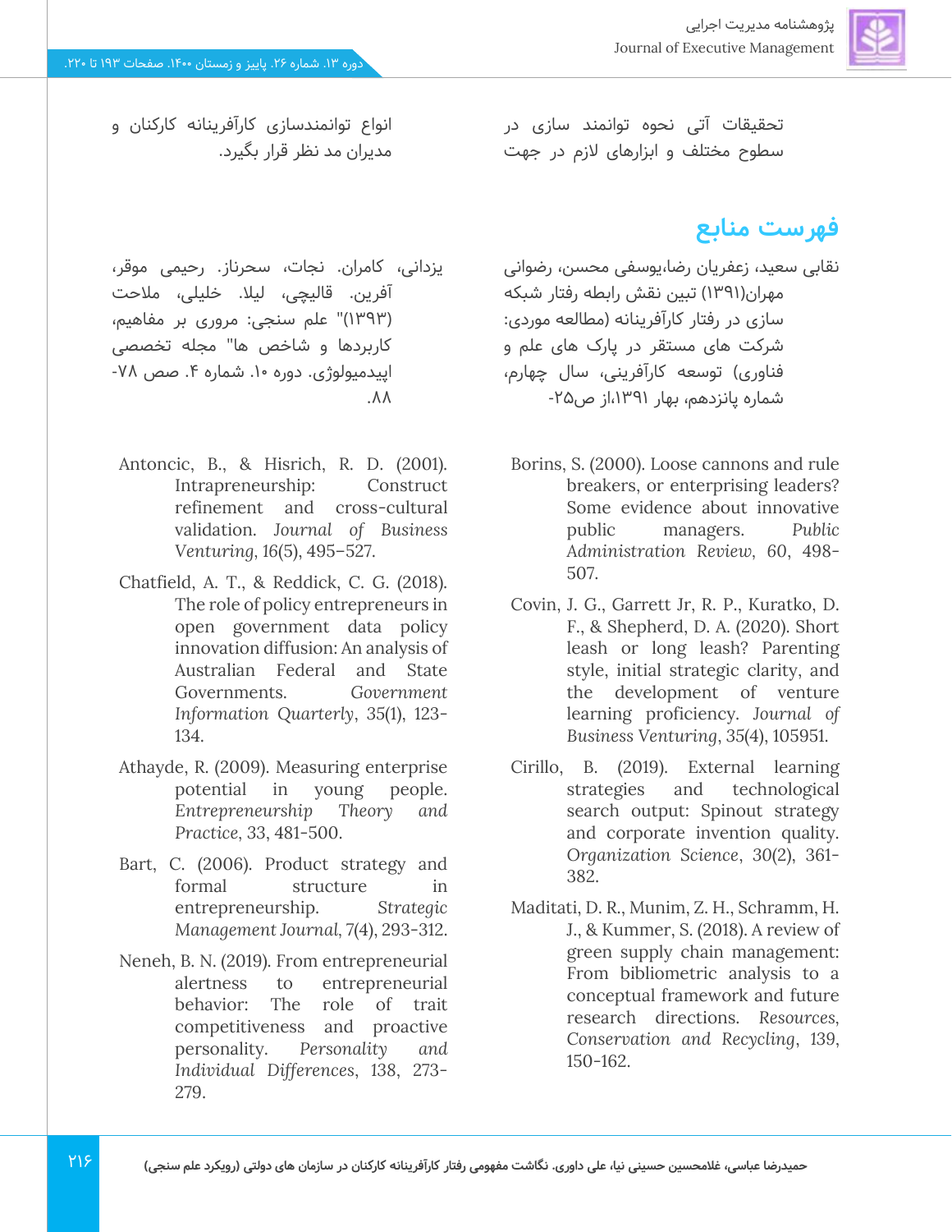تحقیقات آتی نحوه توانمند سازی در سطوح مختلف و ابزارهای لازم در جهت انواع توانمندسازی کارآفرینانه کارکنان و مدیران مد نظر قرار بگیرد.

## فهرست منابع

نقابی سعید، زعفریان رضا،یوسفی محسن، رضوانی مهران(۱۳۹۱) تبین نقش رابطه رفتار شبکه سازی در رفتار کارآفرینانه (مطالعه موردی: شرکت های مستقر در پارک های علم و فناوری) توسعه کارآفرینی، سال چهارم، شماره پانزدهم، بهار ۱۳۹۱،از ص۲۵-

یزدانی، کامران. نجات، سحرناز. رحیمی موقر، آفرین. قالیچی، لیلا. خلیلی، ملاحت (۱۳۹۳)" علم سنجی: مروری بر مفاهیم، کاربردها و شاخص ها" مجله تخصصی اپیدمیولوژی. دوره ۱۰. شماره ۴. صص ۷۸-۸۸.

Borins, S. (2000). Loose cannons and rule breakers, or enterprising leaders? Some evidence about innovative public managers. *Public Administration Review*, 60, 498-507.

Covin, J. G., Garrett Jr, R. P., Kuratko, D. F., & Shepherd, D. A. (2020). Short leash or long leash? Parenting style, initial strategic clarity, and the development of venture learning proficiency. *Journal of Business Venturing*, 35(4), 105951.

Cirillo, B. (2019). External learning strategies and technological search output: Spinout strategy and corporate invention quality. *Organization Science*, 30(2), 361-382.

Maditati, D. R., Munim, Z. H., Schramm, H. J., & Kummer, S. (2018). A review of green supply chain management: From bibliometric analysis to a conceptual framework and future research directions. *Resources, Conservation and Recycling*, 139, 150-162.

Antoncic, B., & Hisrich, R. D. (2001). Intrapreneurship: Construct refinement and cross-cultural validation. *Journal of Business Venturing*, 16(5), 495–527.

Chatfield, A. T., & Reddick, C. G. (2018). The role of policy entrepreneurs in open government data policy innovation diffusion: An analysis of Australian Federal and State Governments. *Government Information Quarterly*, 35(1), 123-134.

Athayde, R. (2009). Measuring enterprise potential in young people. *Entrepreneurship Theory and Practice*, 33, 481-500.

Bart, C. (2006). Product strategy and formal structure in entrepreneurship. *Strategic Management Journal*, 7(4), 293-312.

Neneh, B. N. (2019). From entrepreneurial alertness to entrepreneurial behavior: The role of trait competitiveness and proactive personality. *Personality and Individual Differences*, 138, 273-279.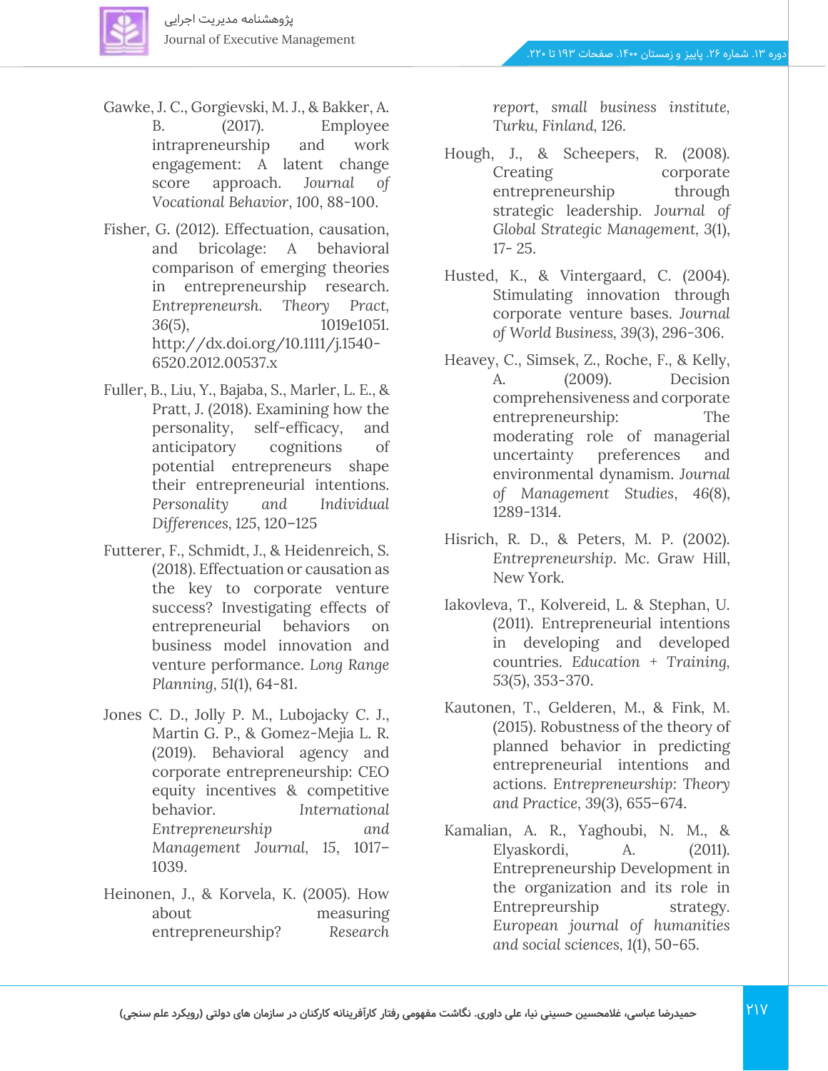Gawke, J. C., Gorgievski, M. J., & Bakker, A. B. (2017). Employee intrapreneurship and work engagement: A latent change score approach. *Journal of Vocational Behavior*, 100, 88-100.

Fisher, G. (2012). Effectuation, causation, and bricolage: A behavioral comparison of emerging theories in entrepreneurship research. *Entrepreneursh. Theory Pract*, 36(5), 1019e1051. http://dx.doi.org/10.1111/j.1540-6520.2012.00537.x

Fuller, B., Liu, Y., Bajaba, S., Marler, L. E., & Pratt, J. (2018). Examining how the personality, self-efficacy, and anticipatory cognitions of potential entrepreneurs shape their entrepreneurial intentions. *Personality and Individual Differences*, 125, 120–125

Futterer, F., Schmidt, J., & Heidenreich, S. (2018). Effectuation or causation as the key to corporate venture success? Investigating effects of entrepreneurial behaviors on business model innovation and venture performance. *Long Range Planning*, 51(1), 64-81.

Jones C. D., Jolly P. M., Lubojacky C. J., Martin G. P., & Gomez-Mejia L. R. (2019). Behavioral agency and corporate entrepreneurship: CEO equity incentives & competitive behavior. *International Entrepreneurship and Management Journal*, 15, 1017–1039.

Heinonen, J., & Korvela, K. (2005). How about measuring entrepreneurship? *Research report, small business institute, Turku, Finland, 126.*

Hough, J., & Scheepers, R. (2008). Creating corporate entrepreneurship through strategic leadership. *Journal of Global Strategic Management*, 3(1), 17- 25.

Husted, K., & Vintergaard, C. (2004). Stimulating innovation through corporate venture bases. *Journal of World Business*, 39(3), 296-306.

Heavey, C., Simsek, Z., Roche, F., & Kelly, A. (2009). Decision comprehensiveness and corporate entrepreneurship: The moderating role of managerial uncertainty preferences and environmental dynamism. *Journal of Management Studies*, 46(8), 1289-1314.

Hisrich, R. D., & Peters, M. P. (2002). *Entrepreneurship*. Mc. Graw Hill, New York.

Iakovleva, T., Kolvereid, L. & Stephan, U. (2011). Entrepreneurial intentions in developing and developed countries. *Education + Training*, 53(5), 353-370.

Kautonen, T., Gelderen, M., & Fink, M. (2015). Robustness of the theory of planned behavior in predicting entrepreneurial intentions and actions. *Entrepreneurship: Theory and Practice*, 39(3), 655–674.

Kamalian, A. R., Yaghoubi, N. M., & Elyaskordi, A. (2011). Entrepreneurship Development in the organization and its role in Entrepreurship strategy. *European journal of humanities and social sciences*, 1(1), 50-65.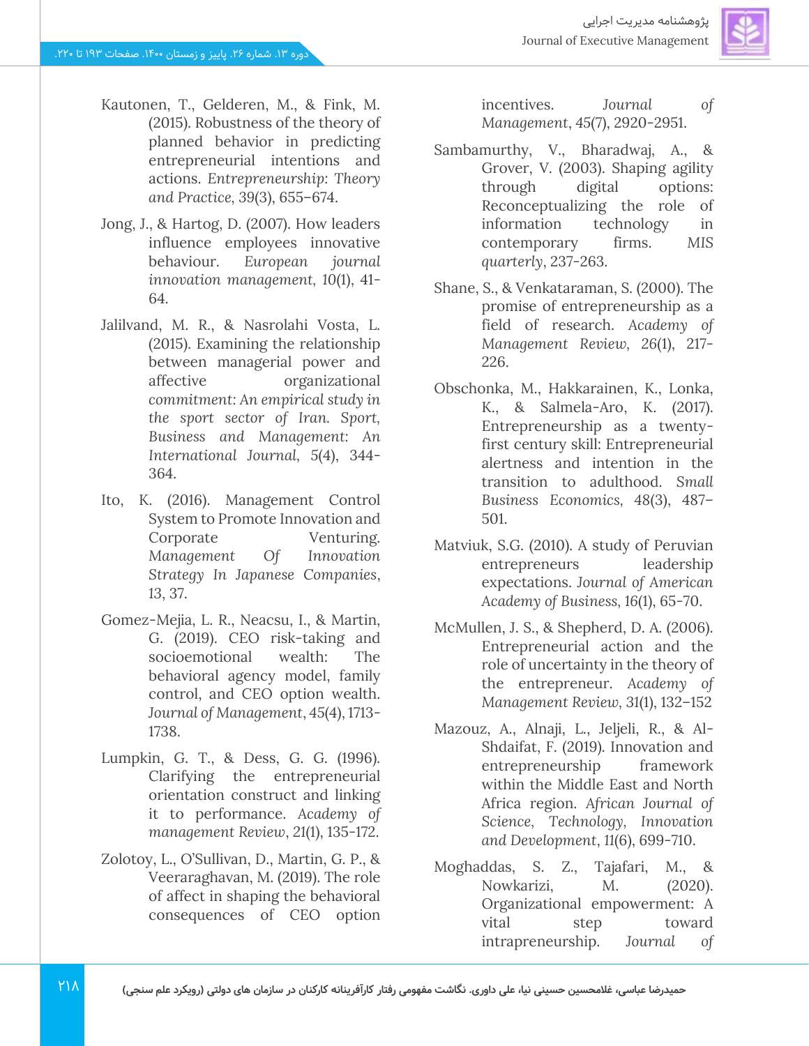Kautonen, T., Gelderen, M., & Fink, M. (2015). Robustness of the theory of planned behavior in predicting entrepreneurial intentions and actions. *Entrepreneurship: Theory and Practice*, 39(3), 655–674.

Jong, J., & Hartog, D. (2007). How leaders influence employees innovative behaviour. *European journal innovation management*, 10(1), 41-64.

Jalilvand, M. R., & Nasrolahi Vosta, L. (2015). Examining the relationship between managerial power and affective organizational *commitment: An empirical study in the sport sector of Iran. Sport, Business and Management: An International Journal*, 5(4), 344-364.

Ito, K. (2016). Management Control System to Promote Innovation and Corporate Venturing. *Management Of Innovation Strategy In Japanese Companies*, 13, 37.

Gomez-Mejia, L. R., Neacsu, I., & Martin, G. (2019). CEO risk-taking and socioemotional wealth: The behavioral agency model, family control, and CEO option wealth. *Journal of Management*, 45(4), 1713-1738.

Lumpkin, G. T., & Dess, G. G. (1996). Clarifying the entrepreneurial orientation construct and linking it to performance. *Academy of management Review*, 21(1), 135-172.

Zolotoy, L., O'Sullivan, D., Martin, G. P., & Veeraraghavan, M. (2019). The role of affect in shaping the behavioral consequences of CEO option incentives. *Journal of Management*, 45(7), 2920-2951.

Sambamurthy, V., Bharadwaj, A., & Grover, V. (2003). Shaping agility through digital options: Reconceptualizing the role of information technology in contemporary firms. MIS *quarterly*, 237-263.

Shane, S., & Venkataraman, S. (2000). The promise of entrepreneurship as a field of research. *Academy of Management Review*, 26(1), 217-226.

Obschonka, M., Hakkarainen, K., Lonka, K., & Salmela-Aro, K. (2017). Entrepreneurship as a twenty-first century skill: Entrepreneurial alertness and intention in the transition to adulthood. *Small Business Economics*, 48(3), 487–501.

Matviuk, S.G. (2010). A study of Peruvian entrepreneurs leadership expectations. *Journal of American Academy of Business*, 16(1), 65-70.

McMullen, J. S., & Shepherd, D. A. (2006). Entrepreneurial action and the role of uncertainty in the theory of the entrepreneur. *Academy of Management Review*, 31(1), 132–152

Mazouz, A., Alnaji, L., Jeljeli, R., & Al-Shdaifat, F. (2019). Innovation and entrepreneurship framework within the Middle East and North Africa region. *African Journal of Science, Technology, Innovation and Development*, 11(6), 699-710.

Moghaddas, S. Z., Tajafari, M., & Nowkarizi, M. (2020). Organizational empowerment: A vital step toward intrapreneurship. *Journal of*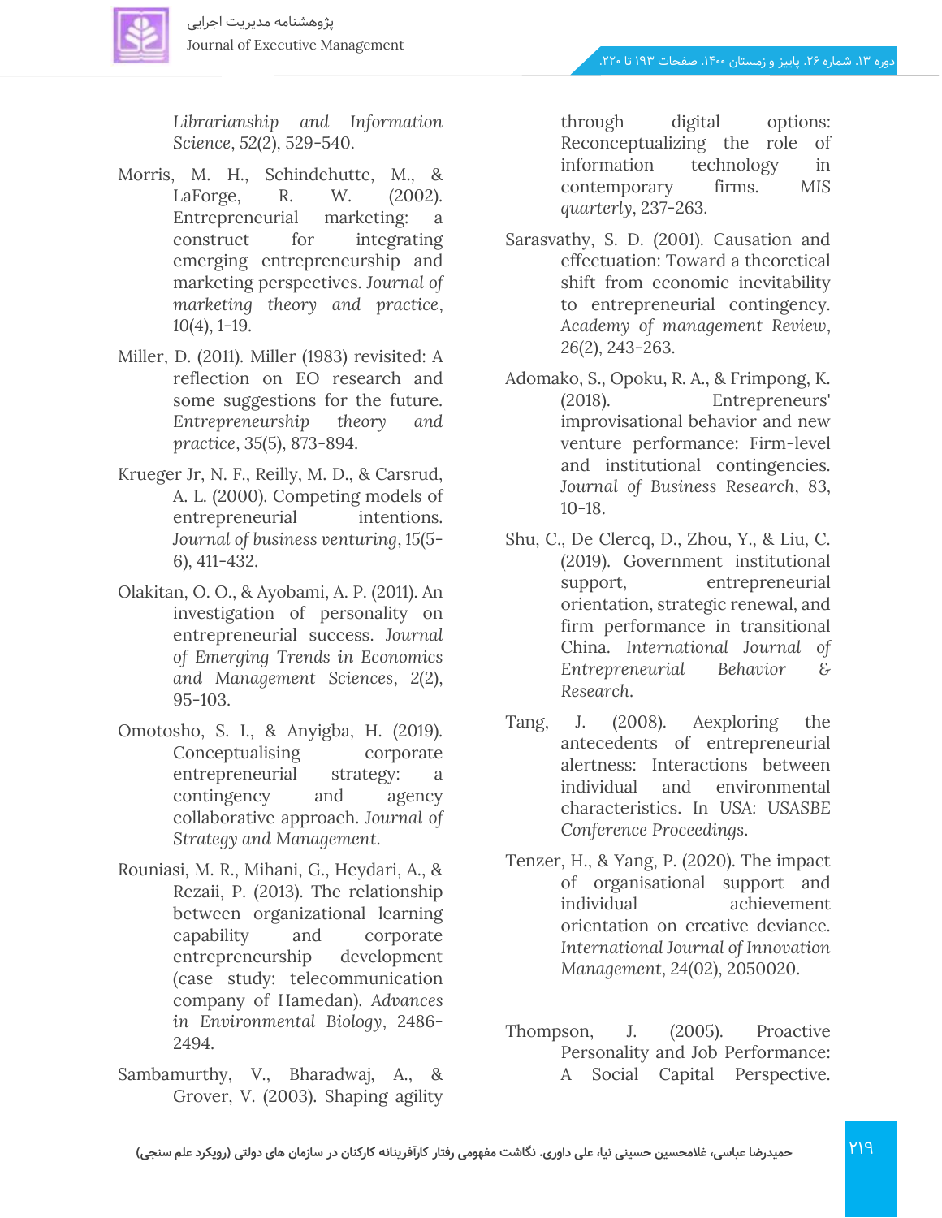*Librarianship and Information Science*, 52(2), 529-540.

Morris, M. H., Schindehutte, M., & LaForge, R. W. (2002). Entrepreneurial marketing: a construct for integrating emerging entrepreneurship and marketing perspectives. *Journal of marketing theory and practice*, 10(4), 1-19.

Miller, D. (2011). Miller (1983) revisited: A reflection on EO research and some suggestions for the future. *Entrepreneurship theory and practice*, 35(5), 873-894.

Krueger Jr, N. F., Reilly, M. D., & Carsrud, A. L. (2000). Competing models of entrepreneurial intentions. *Journal of business venturing*, 15(5-6), 411-432.

Olakitan, O. O., & Ayobami, A. P. (2011). An investigation of personality on entrepreneurial success. *Journal of Emerging Trends in Economics and Management Sciences*, 2(2), 95-103.

Omotosho, S. I., & Anyigba, H. (2019). Conceptualising corporate entrepreneurial strategy: a contingency and agency collaborative approach. *Journal of Strategy and Management*.

Rouniasi, M. R., Mihani, G., Heydari, A., & Rezaii, P. (2013). The relationship between organizational learning capability and corporate entrepreneurship development (case study: telecommunication company of Hamedan). *Advances in Environmental Biology*, 2486-2494.

Sambamurthy, V., Bharadwaj, A., & Grover, V. (2003). Shaping agility through digital options: Reconceptualizing the role of information technology in contemporary firms. *MIS quarterly*, 237-263.

Sarasvathy, S. D. (2001). Causation and effectuation: Toward a theoretical shift from economic inevitability to entrepreneurial contingency. *Academy of management Review*, 26(2), 243-263.

Adomako, S., Opoku, R. A., & Frimpong, K. (2018). Entrepreneurs' improvisational behavior and new venture performance: Firm-level and institutional contingencies. *Journal of Business Research*, 83, 10-18.

Shu, C., De Clercq, D., Zhou, Y., & Liu, C. (2019). Government institutional support, entrepreneurial orientation, strategic renewal, and firm performance in transitional China. *International Journal of Entrepreneurial Behavior & Research*.

Tang, J. (2008). Aexploring the antecedents of entrepreneurial alertness: Interactions between individual and environmental characteristics. In USA: USASBE *Conference Proceedings*.

Tenzer, H., & Yang, P. (2020). The impact of organisational support and individual achievement orientation on creative deviance. *International Journal of Innovation Management*, 24(02), 2050020.

Thompson, J. (2005). Proactive Personality and Job Performance: A Social Capital Perspective.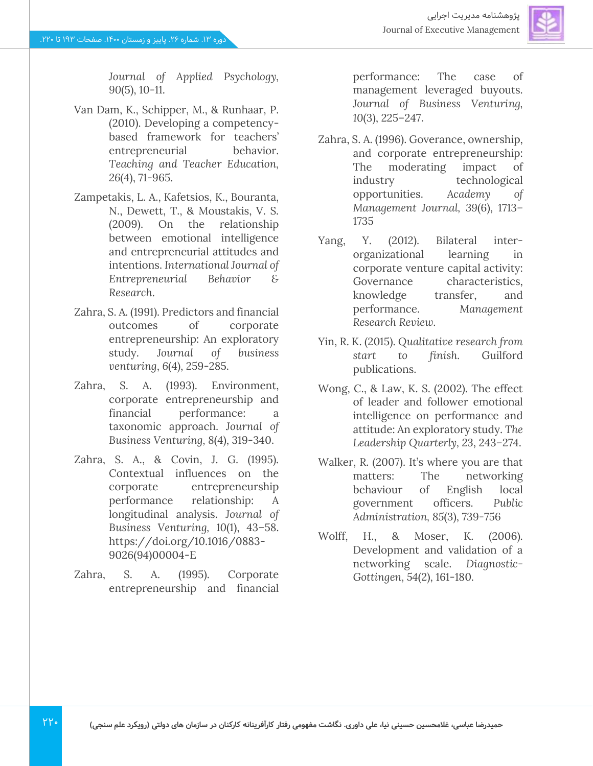*Journal of Applied Psychology*, 90(5), 10-11.

Van Dam, K., Schipper, M., & Runhaar, P. (2010). Developing a competency-based framework for teachers' entrepreneurial behavior. *Teaching and Teacher Education*, 26(4), 71-965.

Zampetakis, L. A., Kafetsios, K., Bouranta, N., Dewett, T., & Moustakis, V. S. (2009). On the relationship between emotional intelligence and entrepreneurial attitudes and intentions. *International Journal of Entrepreneurial Behavior & Research*.

Zahra, S. A. (1991). Predictors and financial outcomes of corporate entrepreneurship: An exploratory study. *Journal of business venturing*, 6(4), 259-285.

Zahra, S. A. (1993). Environment, corporate entrepreneurship and financial performance: a taxonomic approach. *Journal of Business Venturing*, 8(4), 319-340.

Zahra, S. A., & Covin, J. G. (1995). Contextual influences on the corporate entrepreneurship performance relationship: A longitudinal analysis. *Journal of Business Venturing*, 10(1), 43–58. https://doi.org/10.1016/0883-9026(94)00004-E

Zahra, S. A. (1995). Corporate entrepreneurship and financial performance: The case of management leveraged buyouts. *Journal of Business Venturing*, 10(3), 225–247.

Zahra, S. A. (1996). Goverance, ownership, and corporate entrepreneurship: The moderating impact of industry technological opportunities. *Academy of Management Journal*, 39(6), 1713–1735

Yang, Y. (2012). Bilateral inter-organizational learning in corporate venture capital activity: Governance characteristics, knowledge transfer, and performance. *Management Research Review*.

Yin, R. K. (2015). *Qualitative research from start to finish*. Guilford publications.

Wong, C., & Law, K. S. (2002). The effect of leader and follower emotional intelligence on performance and attitude: An exploratory study. *The Leadership Quarterly*, 23, 243–274.

Walker, R. (2007). It's where you are that matters: The networking behaviour of English local government officers. *Public Administration*, 85(3), 739-756

Wolff, H., & Moser, K. (2006). Development and validation of a networking scale. *Diagnostic-Gottingen*, 54(2), 161-180.